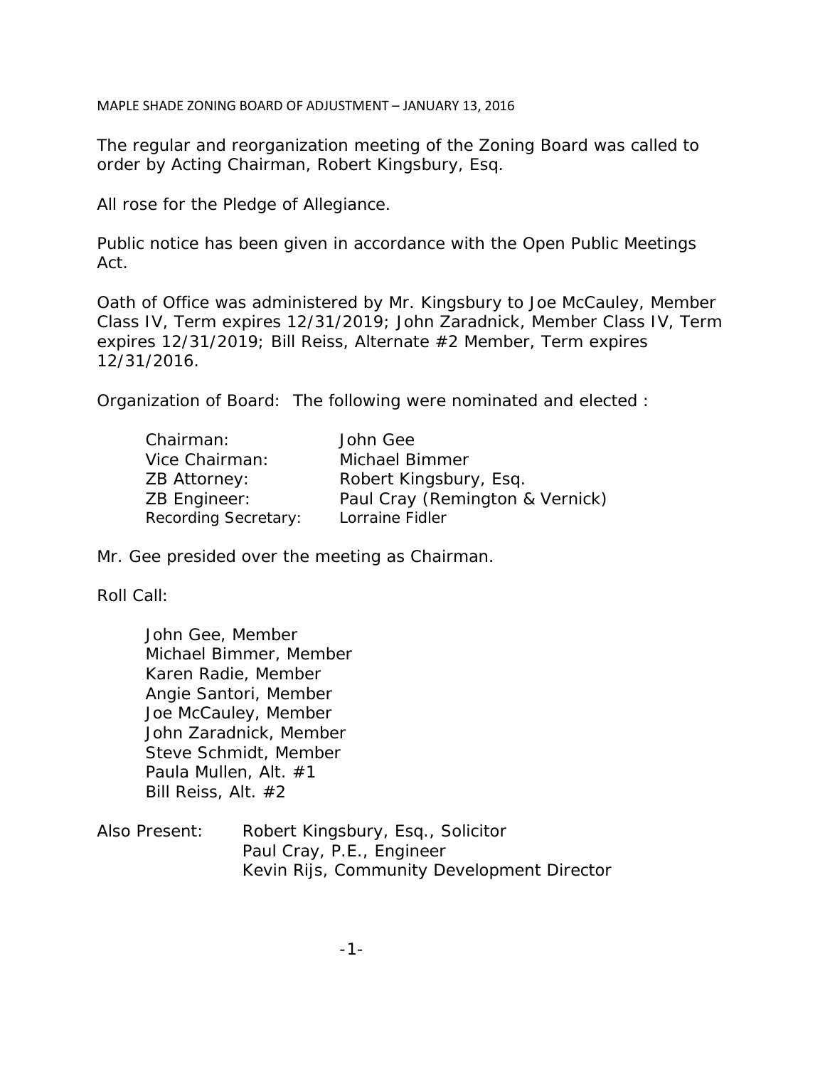# MAPLE SHADE ZONING BOARD OF ADJUSTMENT – JANUARY 13, 2016

The regular and reorganization meeting of the Zoning Board was called to order by Acting Chairman, Robert Kingsbury, Esq.

All rose for the Pledge of Allegiance.

Public notice has been given in accordance with the Open Public Meetings Act.

Oath of Office was administered by Mr. Kingsbury to Joe McCauley, Member Class IV, Term expires 12/31/2019; John Zaradnick, Member Class IV, Term expires 12/31/2019; Bill Reiss, Alternate #2 Member, Term expires 12/31/2016.

Organization of Board: The following were nominated and elected :

| | |
|---|---|
| Chairman: | John Gee |
| Vice Chairman: | Michael Bimmer |
| ZB Attorney: | Robert Kingsbury, Esq. |
| ZB Engineer: | Paul Cray (Remington & Vernick) |
| Recording Secretary: | Lorraine Fidler |

Mr. Gee presided over the meeting as Chairman.

Roll Call:

John Gee, Member
Michael Bimmer, Member
Karen Radie, Member
Angie Santori, Member
Joe McCauley, Member
John Zaradnick, Member
Steve Schmidt, Member
Paula Mullen, Alt. #1
Bill Reiss, Alt. #2

Also Present: Robert Kingsbury, Esq., Solicitor
Paul Cray, P.E., Engineer
Kevin Rijs, Community Development Director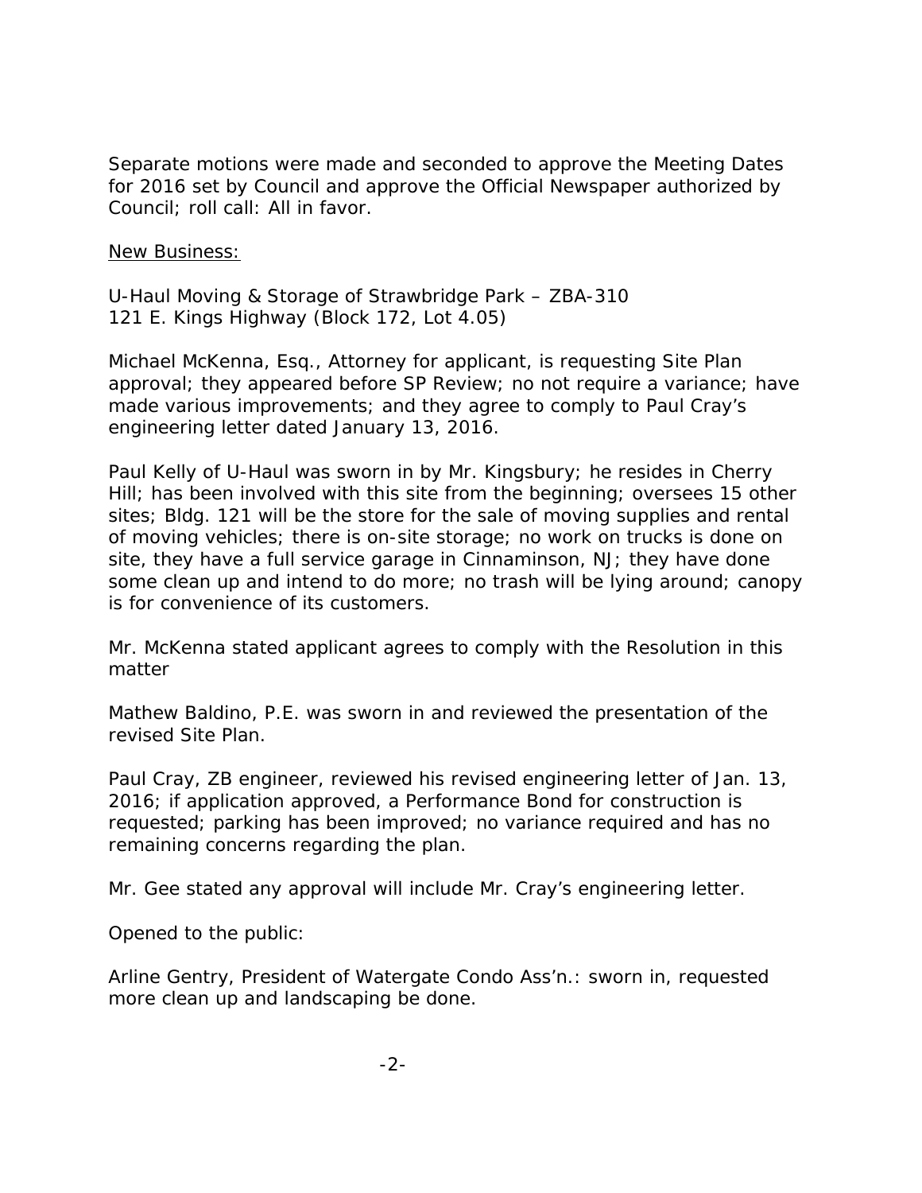Separate motions were made and seconded to approve the Meeting Dates for 2016 set by Council and approve the Official Newspaper authorized by Council; roll call: All in favor.

New Business:

U-Haul Moving & Storage of Strawbridge Park – ZBA-310
121 E. Kings Highway (Block 172, Lot 4.05)

Michael McKenna, Esq., Attorney for applicant, is requesting Site Plan approval; they appeared before SP Review; no not require a variance; have made various improvements; and they agree to comply to Paul Cray's engineering letter dated January 13, 2016.

Paul Kelly of U-Haul was sworn in by Mr. Kingsbury; he resides in Cherry Hill; has been involved with this site from the beginning; oversees 15 other sites; Bldg. 121 will be the store for the sale of moving supplies and rental of moving vehicles; there is on-site storage; no work on trucks is done on site, they have a full service garage in Cinnaminson, NJ; they have done some clean up and intend to do more; no trash will be lying around; canopy is for convenience of its customers.

Mr. McKenna stated applicant agrees to comply with the Resolution in this matter

Mathew Baldino, P.E. was sworn in and reviewed the presentation of the revised Site Plan.

Paul Cray, ZB engineer, reviewed his revised engineering letter of Jan. 13, 2016; if application approved, a Performance Bond for construction is requested; parking has been improved; no variance required and has no remaining concerns regarding the plan.

Mr. Gee stated any approval will include Mr. Cray's engineering letter.

Opened to the public:

Arline Gentry, President of Watergate Condo Ass'n.: sworn in, requested more clean up and landscaping be done.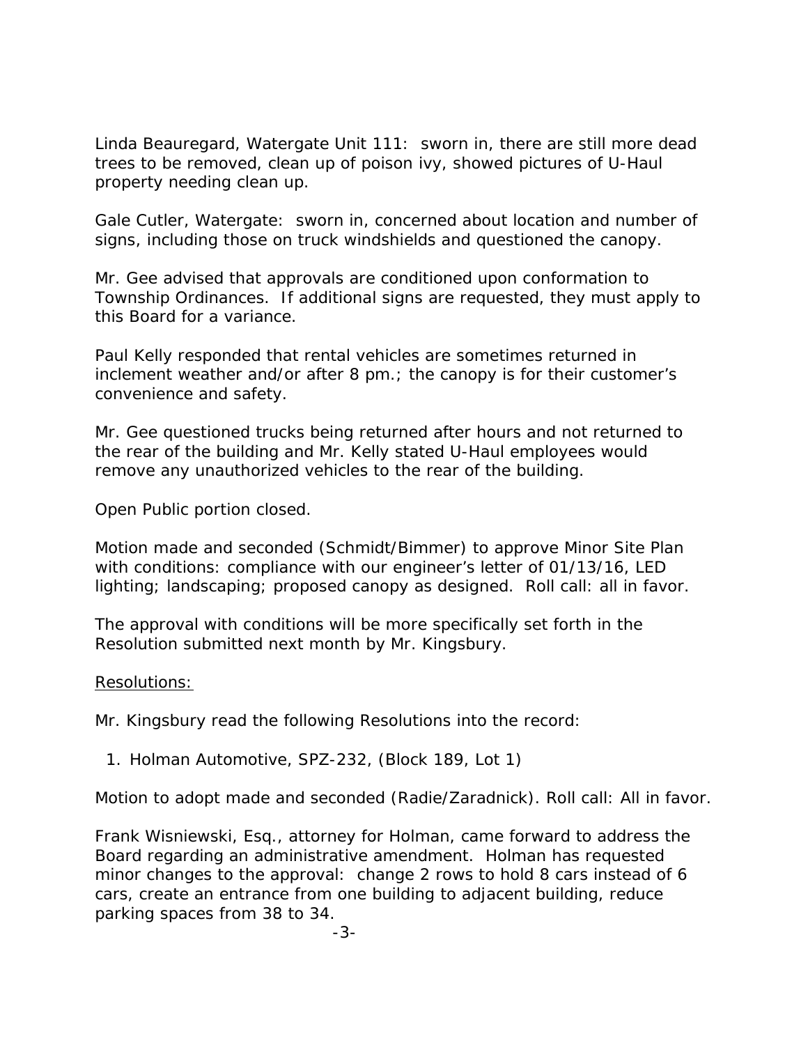Linda Beauregard, Watergate Unit 111: sworn in, there are still more dead trees to be removed, clean up of poison ivy, showed pictures of U-Haul property needing clean up.

Gale Cutler, Watergate: sworn in, concerned about location and number of signs, including those on truck windshields and questioned the canopy.

Mr. Gee advised that approvals are conditioned upon conformation to Township Ordinances. If additional signs are requested, they must apply to this Board for a variance.

Paul Kelly responded that rental vehicles are sometimes returned in inclement weather and/or after 8 pm.; the canopy is for their customer's convenience and safety.

Mr. Gee questioned trucks being returned after hours and not returned to the rear of the building and Mr. Kelly stated U-Haul employees would remove any unauthorized vehicles to the rear of the building.

Open Public portion closed.

Motion made and seconded (Schmidt/Bimmer) to approve Minor Site Plan with conditions: compliance with our engineer's letter of 01/13/16, LED lighting; landscaping; proposed canopy as designed. Roll call: all in favor.

The approval with conditions will be more specifically set forth in the Resolution submitted next month by Mr. Kingsbury.

<u>Resolutions:</u>

Mr. Kingsbury read the following Resolutions into the record:

1. Holman Automotive, SPZ-232, (Block 189, Lot 1)

Motion to adopt made and seconded (Radie/Zaradnick). Roll call: All in favor.

Frank Wisniewski, Esq., attorney for Holman, came forward to address the Board regarding an administrative amendment. Holman has requested minor changes to the approval: change 2 rows to hold 8 cars instead of 6 cars, create an entrance from one building to adjacent building, reduce parking spaces from 38 to 34.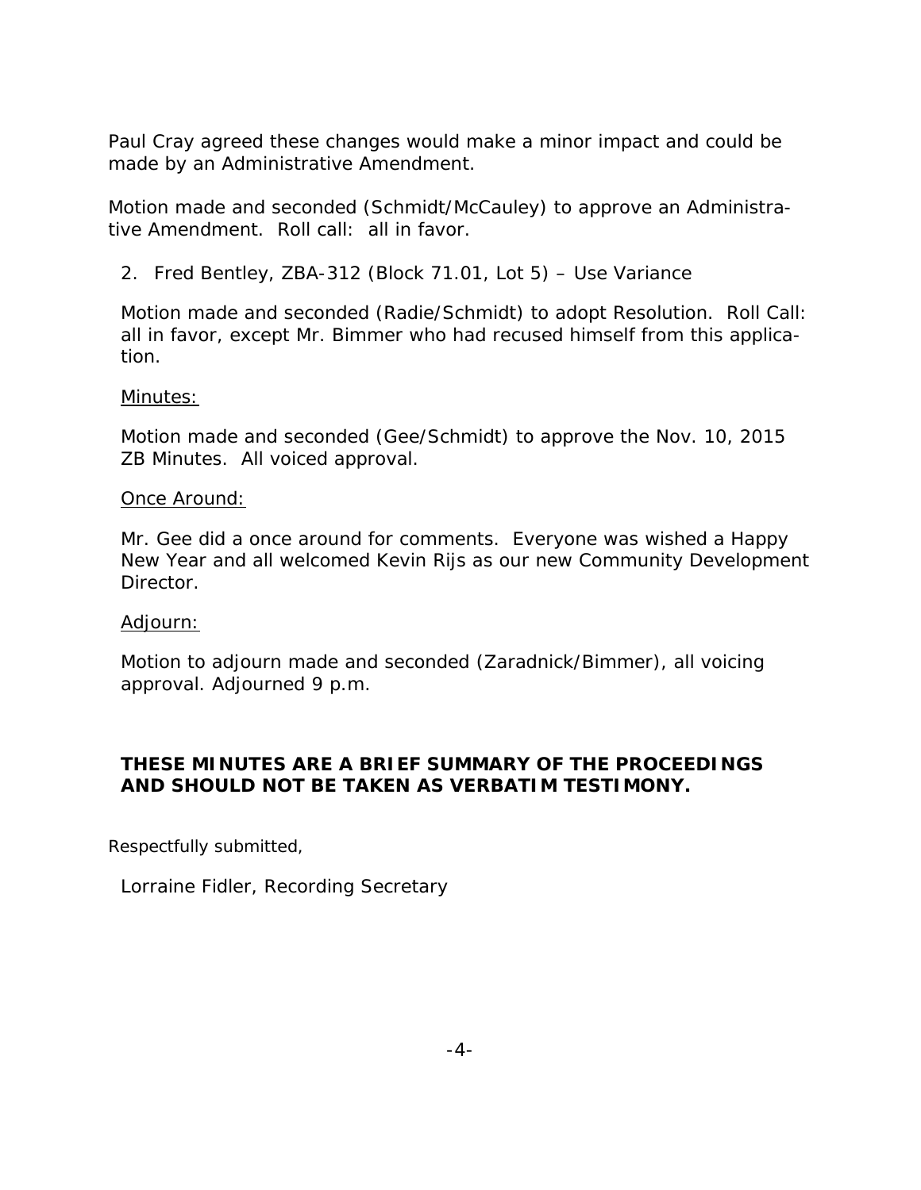Paul Cray agreed these changes would make a minor impact and could be made by an Administrative Amendment.

Motion made and seconded (Schmidt/McCauley) to approve an Administrative Amendment. Roll call: all in favor.

2. Fred Bentley, ZBA-312 (Block 71.01, Lot 5) – Use Variance

Motion made and seconded (Radie/Schmidt) to adopt Resolution. Roll Call: all in favor, except Mr. Bimmer who had recused himself from this application.

<u>Minutes:</u>

Motion made and seconded (Gee/Schmidt) to approve the Nov. 10, 2015 ZB Minutes. All voiced approval.

<u>Once Around:</u>

Mr. Gee did a once around for comments. Everyone was wished a Happy New Year and all welcomed Kevin Rijs as our new Community Development Director.

<u>Adjourn:</u>

Motion to adjourn made and seconded (Zaradnick/Bimmer), all voicing approval. Adjourned 9 p.m.

**THESE MINUTES ARE A BRIEF SUMMARY OF THE PROCEEDINGS AND SHOULD NOT BE TAKEN AS VERBATIM TESTIMONY.**

Respectfully submitted,

Lorraine Fidler, Recording Secretary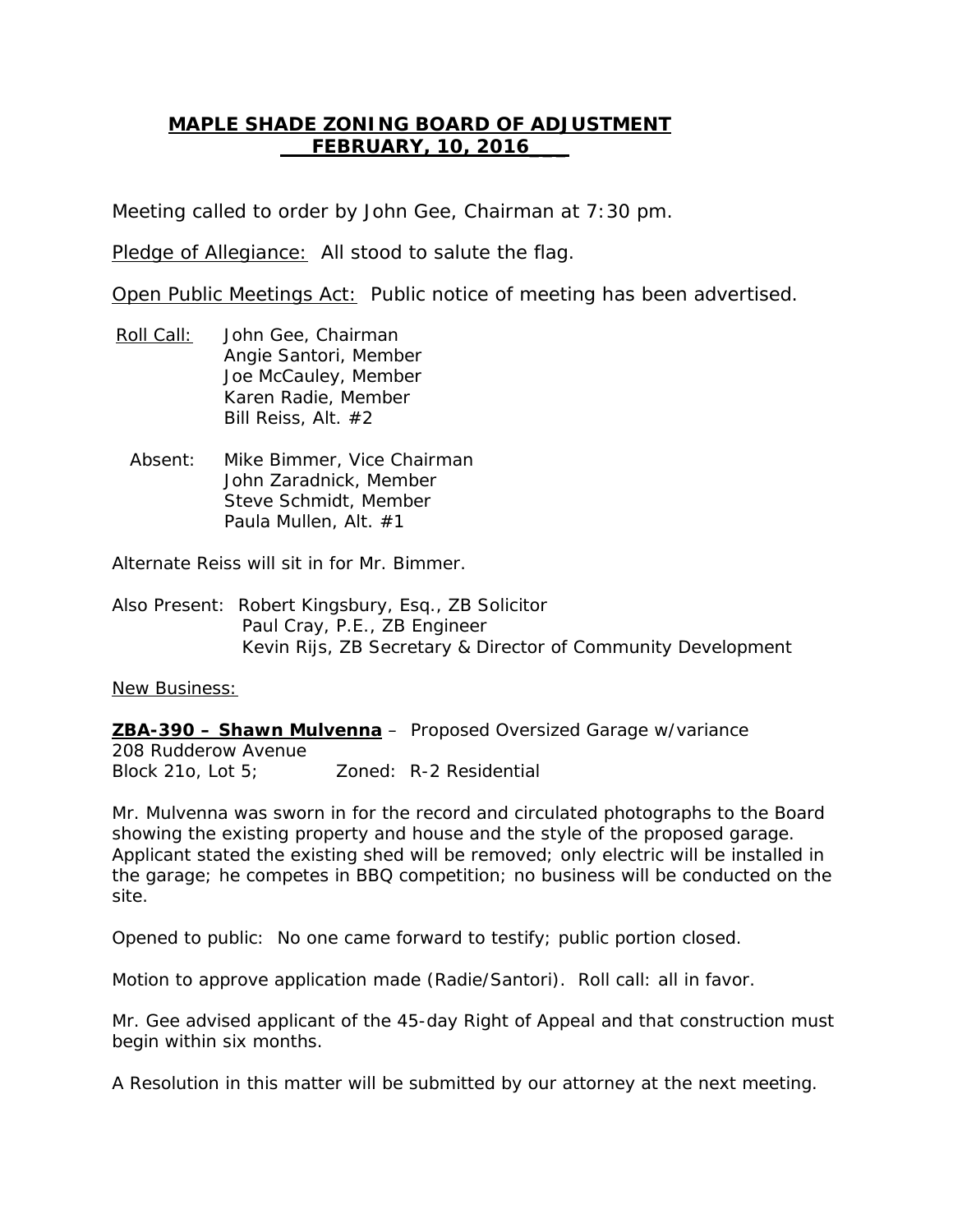**MAPLE SHADE ZONING BOARD OF ADJUSTMENT**
**FEBRUARY, 10, 2016**

Meeting called to order by John Gee, Chairman at 7:30 pm.

Pledge of Allegiance: All stood to salute the flag.

Open Public Meetings Act: Public notice of meeting has been advertised.

Roll Call: John Gee, Chairman
Angie Santori, Member
Joe McCauley, Member
Karen Radie, Member
Bill Reiss, Alt. #2

Absent: Mike Bimmer, Vice Chairman
John Zaradnick, Member
Steve Schmidt, Member
Paula Mullen, Alt. #1

Alternate Reiss will sit in for Mr. Bimmer.

Also Present: Robert Kingsbury, Esq., ZB Solicitor
Paul Cray, P.E., ZB Engineer
Kevin Rijs, ZB Secretary & Director of Community Development

New Business:

**ZBA-390 – Shawn Mulvenna** – Proposed Oversized Garage w/variance
208 Rudderow Avenue
Block 21o, Lot 5; Zoned: R-2 Residential

Mr. Mulvenna was sworn in for the record and circulated photographs to the Board showing the existing property and house and the style of the proposed garage. Applicant stated the existing shed will be removed; only electric will be installed in the garage; he competes in BBQ competition; no business will be conducted on the site.

Opened to public: No one came forward to testify; public portion closed.

Motion to approve application made (Radie/Santori). Roll call: all in favor.

Mr. Gee advised applicant of the 45-day Right of Appeal and that construction must begin within six months.

A Resolution in this matter will be submitted by our attorney at the next meeting.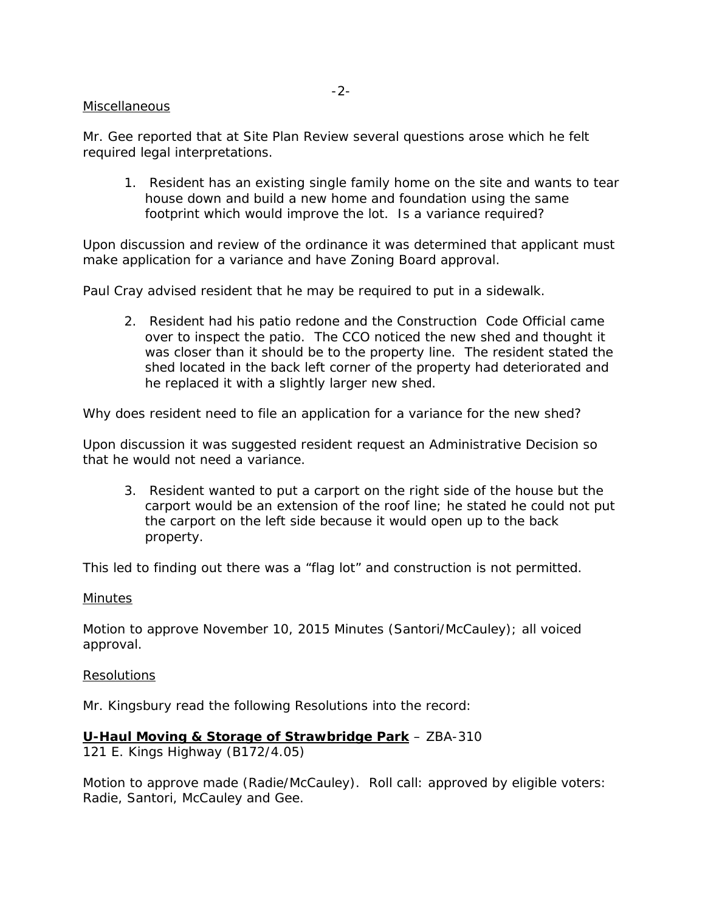Miscellaneous

Mr. Gee reported that at Site Plan Review several questions arose which he felt required legal interpretations.

1. Resident has an existing single family home on the site and wants to tear house down and build a new home and foundation using the same footprint which would improve the lot. Is a variance required?

Upon discussion and review of the ordinance it was determined that applicant must make application for a variance and have Zoning Board approval.

Paul Cray advised resident that he may be required to put in a sidewalk.

2. Resident had his patio redone and the Construction Code Official came over to inspect the patio. The CCO noticed the new shed and thought it was closer than it should be to the property line. The resident stated the shed located in the back left corner of the property had deteriorated and he replaced it with a slightly larger new shed.

Why does resident need to file an application for a variance for the new shed?

Upon discussion it was suggested resident request an Administrative Decision so that he would not need a variance.

3. Resident wanted to put a carport on the right side of the house but the carport would be an extension of the roof line; he stated he could not put the carport on the left side because it would open up to the back property.

This led to finding out there was a "flag lot" and construction is not permitted.

Minutes

Motion to approve November 10, 2015 Minutes (Santori/McCauley); all voiced approval.

Resolutions

Mr. Kingsbury read the following Resolutions into the record:

**U-Haul Moving & Storage of Strawbridge Park** – ZBA-310
121 E. Kings Highway (B172/4.05)

Motion to approve made (Radie/McCauley). Roll call: approved by eligible voters: Radie, Santori, McCauley and Gee.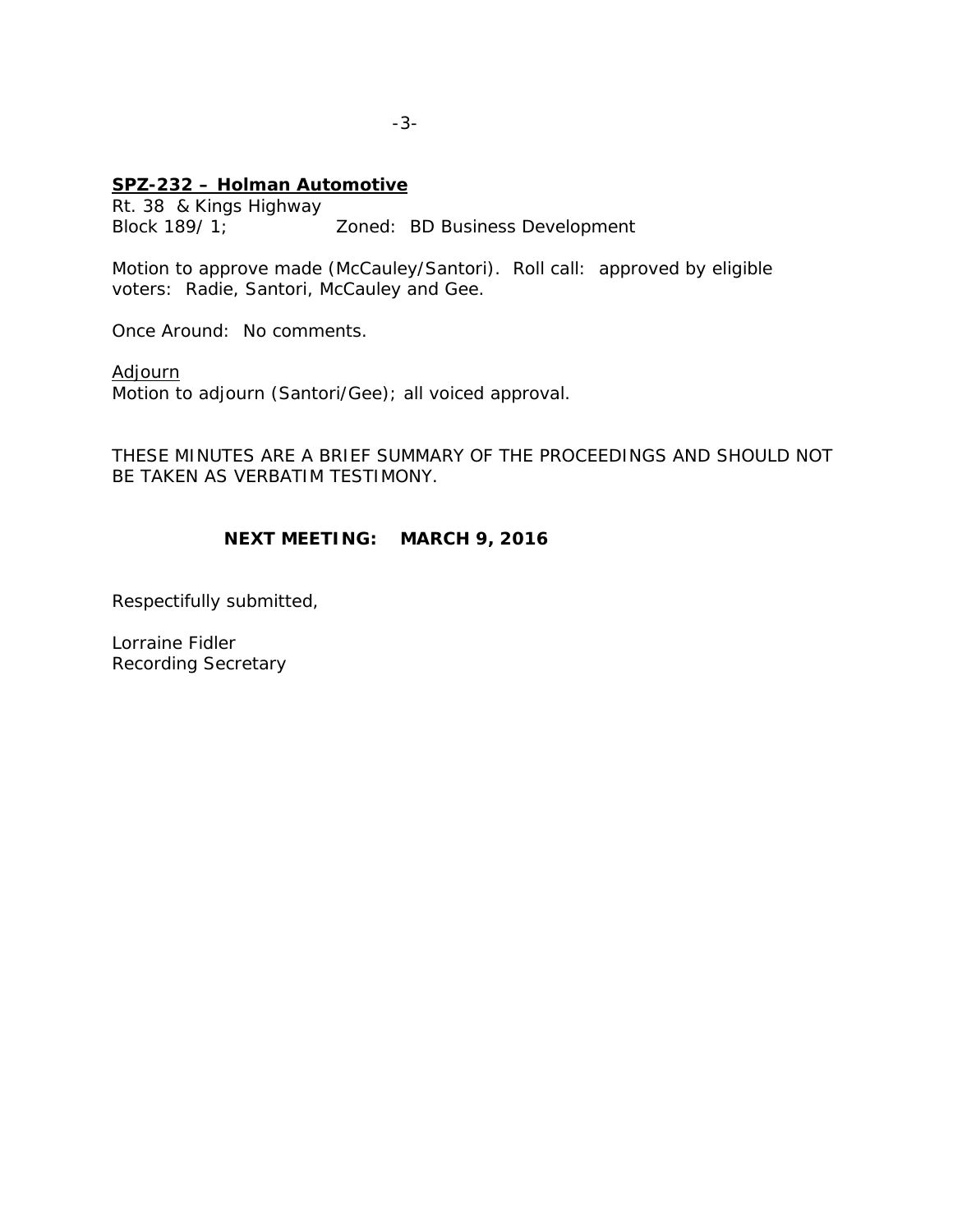**SPZ-232 – Holman Automotive**

Rt. 38 & Kings Highway
Block 189/ 1; Zoned: BD Business Development

Motion to approve made (McCauley/Santori). Roll call: approved by eligible voters: Radie, Santori, McCauley and Gee.

Once Around: No comments.

Adjourn
Motion to adjourn (Santori/Gee); all voiced approval.

THESE MINUTES ARE A BRIEF SUMMARY OF THE PROCEEDINGS AND SHOULD NOT BE TAKEN AS VERBATIM TESTIMONY.

**NEXT MEETING: MARCH 9, 2016**

Respectifully submitted,

Lorraine Fidler
Recording Secretary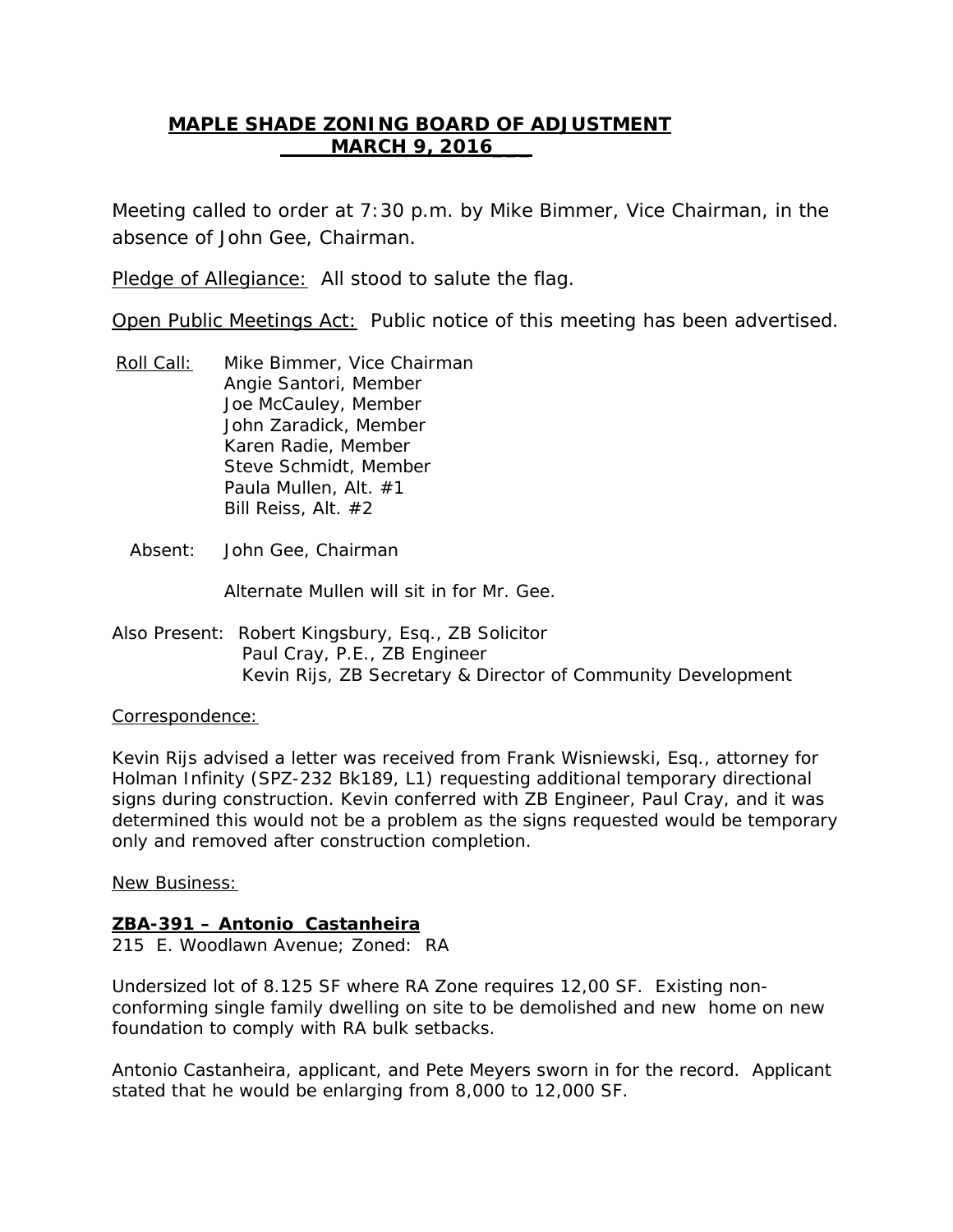**MAPLE SHADE ZONING BOARD OF ADJUSTMENT**
**MARCH 9, 2016**

Meeting called to order at 7:30 p.m. by Mike Bimmer, Vice Chairman, in the absence of John Gee, Chairman.

Pledge of Allegiance: All stood to salute the flag.

Open Public Meetings Act: Public notice of this meeting has been advertised.

Roll Call: Mike Bimmer, Vice Chairman
Angie Santori, Member
Joe McCauley, Member
John Zaradick, Member
Karen Radie, Member
Steve Schmidt, Member
Paula Mullen, Alt. #1
Bill Reiss, Alt. #2

Absent: John Gee, Chairman

Alternate Mullen will sit in for Mr. Gee.

Also Present: Robert Kingsbury, Esq., ZB Solicitor
Paul Cray, P.E., ZB Engineer
Kevin Rijs, ZB Secretary & Director of Community Development

Correspondence:

Kevin Rijs advised a letter was received from Frank Wisniewski, Esq., attorney for Holman Infinity (SPZ-232 Bk189, L1) requesting additional temporary directional signs during construction. Kevin conferred with ZB Engineer, Paul Cray, and it was determined this would not be a problem as the signs requested would be temporary only and removed after construction completion.

New Business:

**ZBA-391 – Antonio Castanheira**
215 E. Woodlawn Avenue; Zoned: RA

Undersized lot of 8.125 SF where RA Zone requires 12,00 SF. Existing non-conforming single family dwelling on site to be demolished and new home on new foundation to comply with RA bulk setbacks.

Antonio Castanheira, applicant, and Pete Meyers sworn in for the record. Applicant stated that he would be enlarging from 8,000 to 12,000 SF.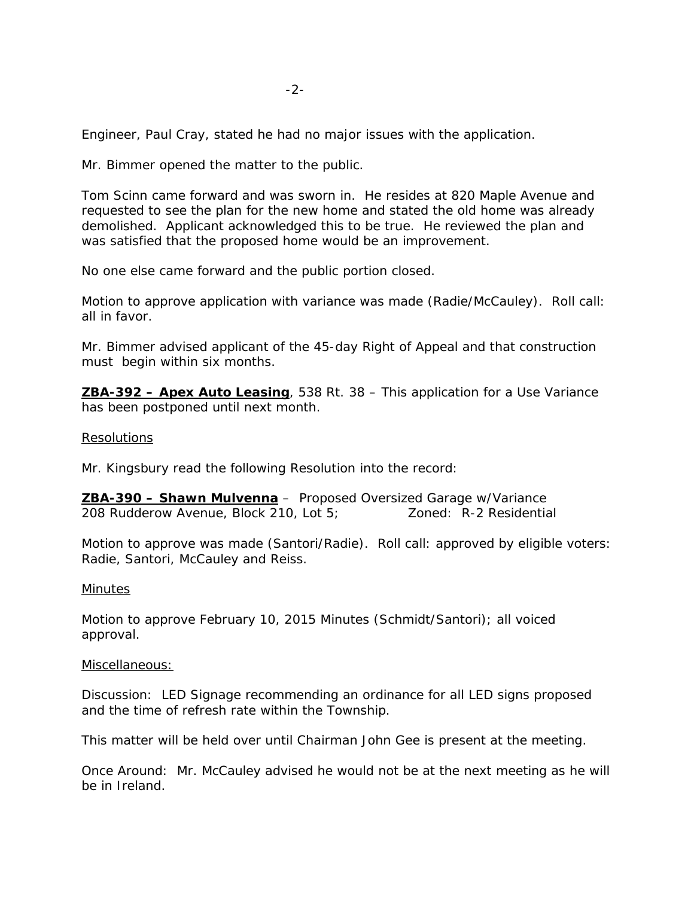Engineer, Paul Cray, stated he had no major issues with the application.

Mr. Bimmer opened the matter to the public.

Tom Scinn came forward and was sworn in. He resides at 820 Maple Avenue and requested to see the plan for the new home and stated the old home was already demolished. Applicant acknowledged this to be true. He reviewed the plan and was satisfied that the proposed home would be an improvement.

No one else came forward and the public portion closed.

Motion to approve application with variance was made (Radie/McCauley). Roll call: all in favor.

Mr. Bimmer advised applicant of the 45-day Right of Appeal and that construction must begin within six months.

**ZBA-392 – Apex Auto Leasing**, 538 Rt. 38 – This application for a Use Variance has been postponed until next month.

Resolutions

Mr. Kingsbury read the following Resolution into the record:

**ZBA-390 – Shawn Mulvenna** – Proposed Oversized Garage w/Variance
208 Rudderow Avenue, Block 210, Lot 5; Zoned: R-2 Residential

Motion to approve was made (Santori/Radie). Roll call: approved by eligible voters: Radie, Santori, McCauley and Reiss.

Minutes

Motion to approve February 10, 2015 Minutes (Schmidt/Santori); all voiced approval.

Miscellaneous:

Discussion: LED Signage recommending an ordinance for all LED signs proposed and the time of refresh rate within the Township.

This matter will be held over until Chairman John Gee is present at the meeting.

Once Around: Mr. McCauley advised he would not be at the next meeting as he will be in Ireland.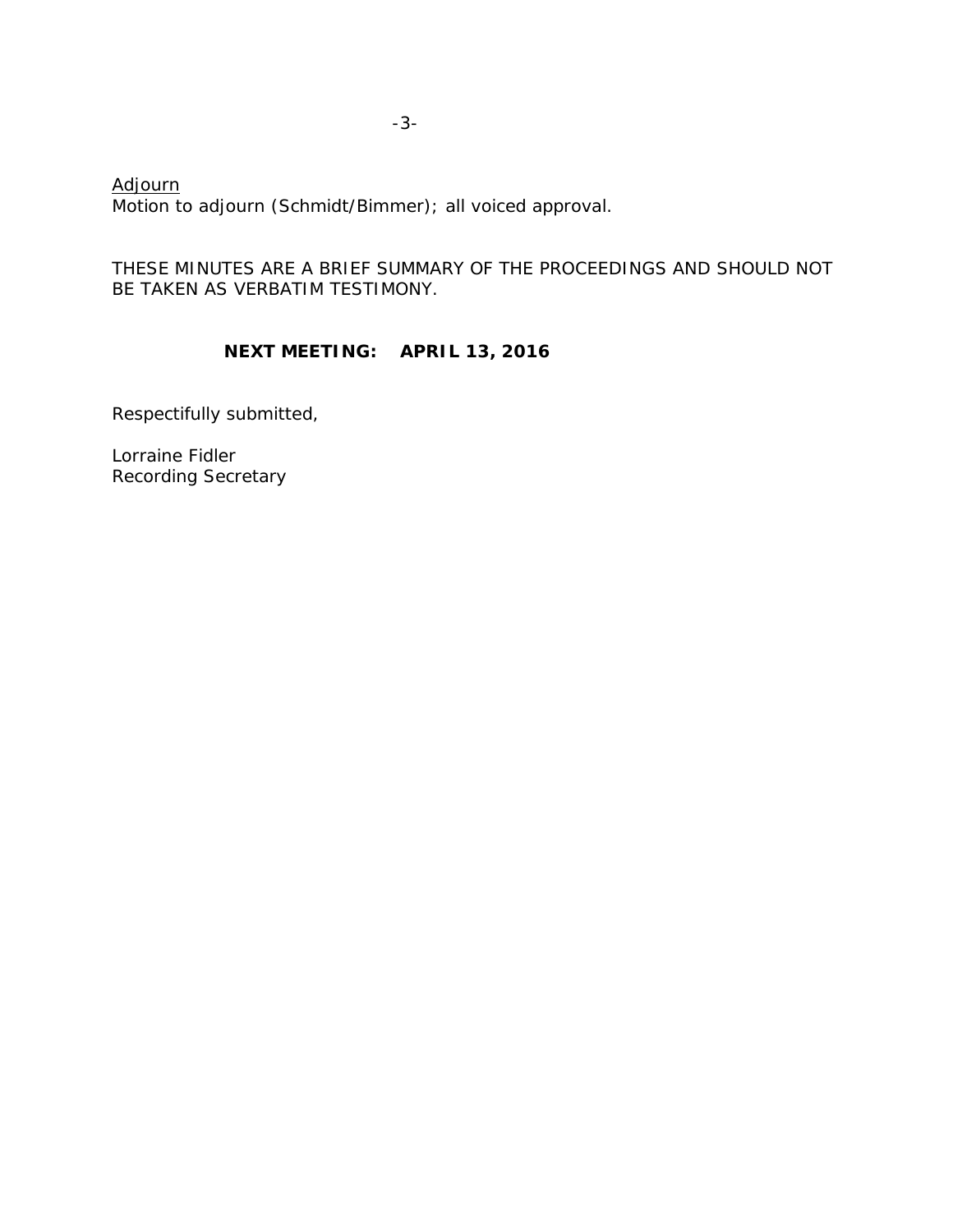<u>Adjourn</u>
Motion to adjourn (Schmidt/Bimmer); all voiced approval.

THESE MINUTES ARE A BRIEF SUMMARY OF THE PROCEEDINGS AND SHOULD NOT BE TAKEN AS VERBATIM TESTIMONY.

**NEXT MEETING: APRIL 13, 2016**

Respectfully submitted,

Lorraine Fidler
Recording Secretary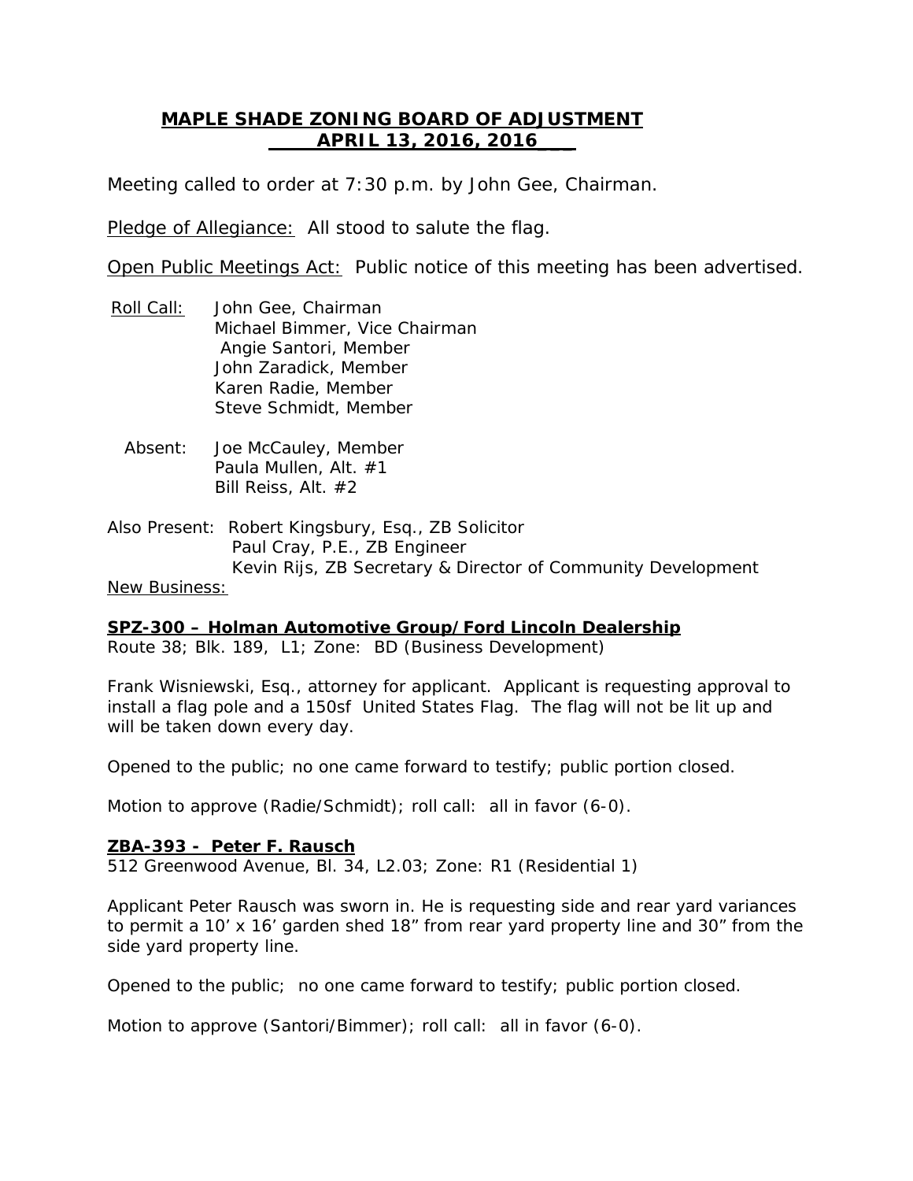# MAPLE SHADE ZONING BOARD OF ADJUSTMENT
## APRIL 13, 2016, 2016

Meeting called to order at 7:30 p.m. by John Gee, Chairman.

Pledge of Allegiance: All stood to salute the flag.

Open Public Meetings Act: Public notice of this meeting has been advertised.

Roll Call: John Gee, Chairman
Michael Bimmer, Vice Chairman
Angie Santori, Member
John Zaradick, Member
Karen Radie, Member
Steve Schmidt, Member

Absent: Joe McCauley, Member
Paula Mullen, Alt. #1
Bill Reiss, Alt. #2

Also Present: Robert Kingsbury, Esq., ZB Solicitor
Paul Cray, P.E., ZB Engineer
Kevin Rijs, ZB Secretary & Director of Community Development

New Business:

**SPZ-300 – Holman Automotive Group/Ford Lincoln Dealership**

Route 38; Blk. 189, L1; Zone: BD (Business Development)

Frank Wisniewski, Esq., attorney for applicant. Applicant is requesting approval to install a flag pole and a 150sf United States Flag. The flag will not be lit up and will be taken down every day.

Opened to the public; no one came forward to testify; public portion closed.

Motion to approve (Radie/Schmidt); roll call: all in favor (6-0).

**ZBA-393 - Peter F. Rausch**

512 Greenwood Avenue, Bl. 34, L2.03; Zone: R1 (Residential 1)

Applicant Peter Rausch was sworn in. He is requesting side and rear yard variances to permit a 10' x 16' garden shed 18" from rear yard property line and 30" from the side yard property line.

Opened to the public; no one came forward to testify; public portion closed.

Motion to approve (Santori/Bimmer); roll call: all in favor (6-0).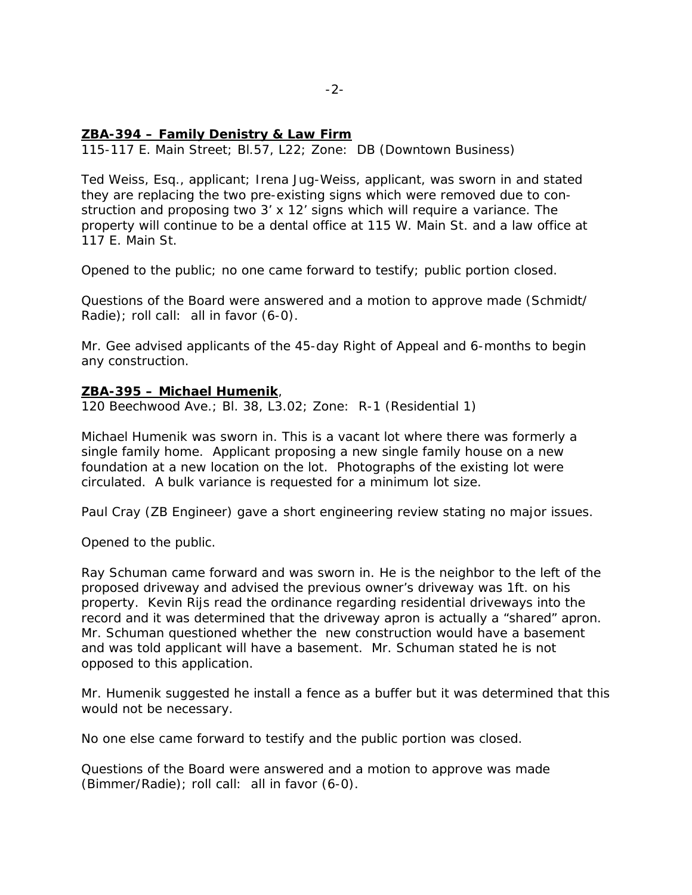**ZBA-394 – Family Denistry & Law Firm**
115-117 E. Main Street; Bl.57, L22; Zone: DB (Downtown Business)

Ted Weiss, Esq., applicant; Irena Jug-Weiss, applicant, was sworn in and stated they are replacing the two pre-existing signs which were removed due to construction and proposing two 3' x 12' signs which will require a variance. The property will continue to be a dental office at 115 W. Main St. and a law office at 117 E. Main St.

Opened to the public; no one came forward to testify; public portion closed.

Questions of the Board were answered and a motion to approve made (Schmidt/ Radie); roll call: all in favor (6-0).

Mr. Gee advised applicants of the 45-day Right of Appeal and 6-months to begin any construction.

**ZBA-395 – Michael Humenik**,
120 Beechwood Ave.; Bl. 38, L3.02; Zone: R-1 (Residential 1)

Michael Humenik was sworn in. This is a vacant lot where there was formerly a single family home. Applicant proposing a new single family house on a new foundation at a new location on the lot. Photographs of the existing lot were circulated. A bulk variance is requested for a minimum lot size.

Paul Cray (ZB Engineer) gave a short engineering review stating no major issues.

Opened to the public.

Ray Schuman came forward and was sworn in. He is the neighbor to the left of the proposed driveway and advised the previous owner's driveway was 1ft. on his property. Kevin Rijs read the ordinance regarding residential driveways into the record and it was determined that the driveway apron is actually a "shared" apron. Mr. Schuman questioned whether the new construction would have a basement and was told applicant will have a basement. Mr. Schuman stated he is not opposed to this application.

Mr. Humenik suggested he install a fence as a buffer but it was determined that this would not be necessary.

No one else came forward to testify and the public portion was closed.

Questions of the Board were answered and a motion to approve was made (Bimmer/Radie); roll call: all in favor (6-0).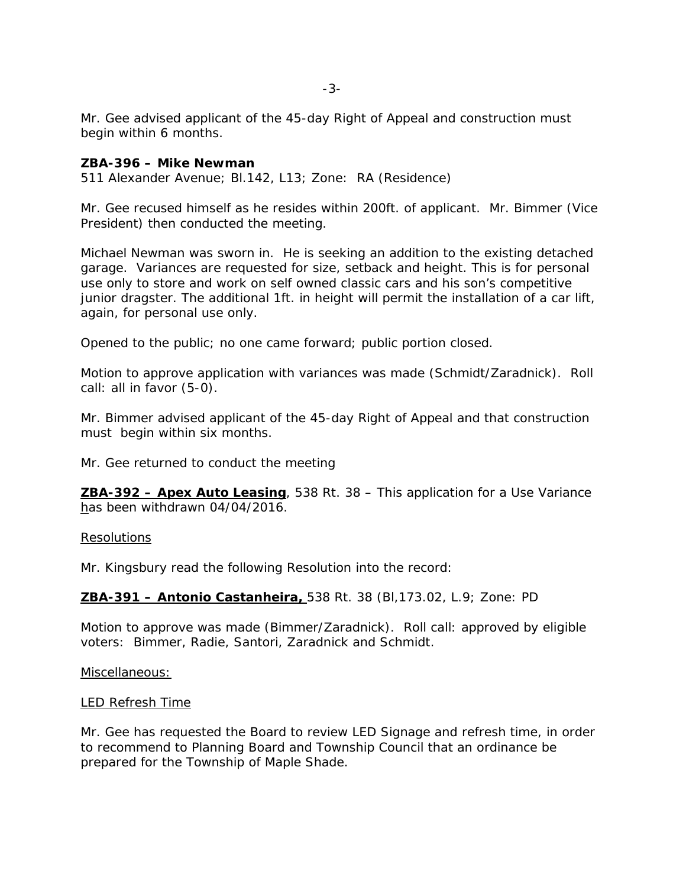Mr. Gee advised applicant of the 45-day Right of Appeal and construction must begin within 6 months.

**ZBA-396 – Mike Newman**
511 Alexander Avenue; Bl.142, L13; Zone: RA (Residence)

Mr. Gee recused himself as he resides within 200ft. of applicant. Mr. Bimmer (Vice President) then conducted the meeting.

Michael Newman was sworn in. He is seeking an addition to the existing detached garage. Variances are requested for size, setback and height. This is for personal use only to store and work on self owned classic cars and his son's competitive junior dragster. The additional 1ft. in height will permit the installation of a car lift, again, for personal use only.

Opened to the public; no one came forward; public portion closed.

Motion to approve application with variances was made (Schmidt/Zaradnick). Roll call: all in favor (5-0).

Mr. Bimmer advised applicant of the 45-day Right of Appeal and that construction must begin within six months.

Mr. Gee returned to conduct the meeting

**ZBA-392 – Apex Auto Leasing**, 538 Rt. 38 – This application for a Use Variance has been withdrawn 04/04/2016.

Resolutions

Mr. Kingsbury read the following Resolution into the record:

**ZBA-391 – Antonio Castanheira,** 538 Rt. 38 (Bl,173.02, L.9; Zone: PD

Motion to approve was made (Bimmer/Zaradnick). Roll call: approved by eligible voters: Bimmer, Radie, Santori, Zaradnick and Schmidt.

Miscellaneous:

LED Refresh Time

Mr. Gee has requested the Board to review LED Signage and refresh time, in order to recommend to Planning Board and Township Council that an ordinance be prepared for the Township of Maple Shade.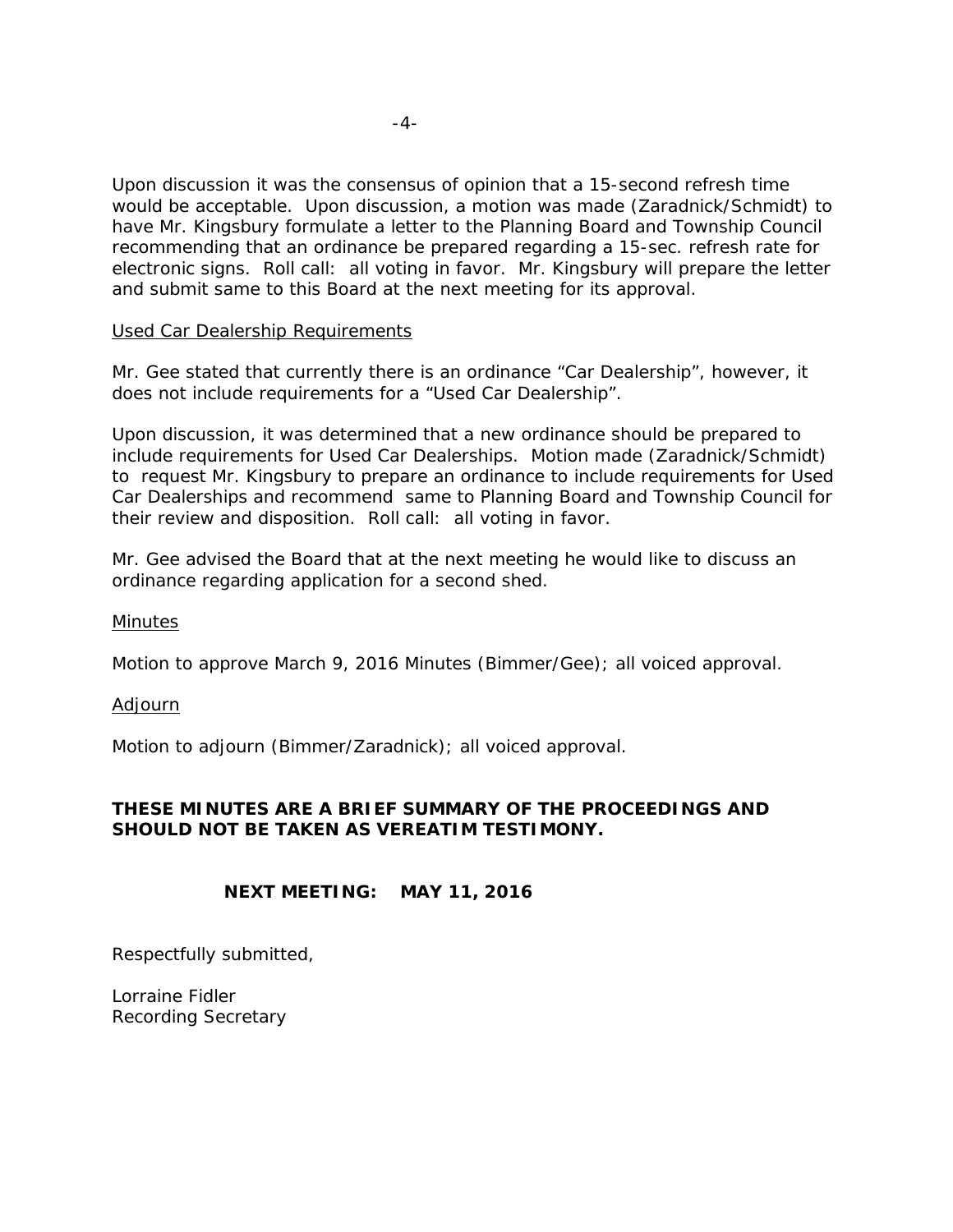Upon discussion it was the consensus of opinion that a 15-second refresh time would be acceptable. Upon discussion, a motion was made (Zaradnick/Schmidt) to have Mr. Kingsbury formulate a letter to the Planning Board and Township Council recommending that an ordinance be prepared regarding a 15-sec. refresh rate for electronic signs. Roll call: all voting in favor. Mr. Kingsbury will prepare the letter and submit same to this Board at the next meeting for its approval.

Used Car Dealership Requirements

Mr. Gee stated that currently there is an ordinance "Car Dealership", however, it does not include requirements for a "Used Car Dealership".

Upon discussion, it was determined that a new ordinance should be prepared to include requirements for Used Car Dealerships. Motion made (Zaradnick/Schmidt) to request Mr. Kingsbury to prepare an ordinance to include requirements for Used Car Dealerships and recommend same to Planning Board and Township Council for their review and disposition. Roll call: all voting in favor.

Mr. Gee advised the Board that at the next meeting he would like to discuss an ordinance regarding application for a second shed.

Minutes

Motion to approve March 9, 2016 Minutes (Bimmer/Gee); all voiced approval.

Adjourn

Motion to adjourn (Bimmer/Zaradnick); all voiced approval.

**THESE MINUTES ARE A BRIEF SUMMARY OF THE PROCEEDINGS AND SHOULD NOT BE TAKEN AS VEREATIM TESTIMONY.**

**NEXT MEETING: MAY 11, 2016**

Respectfully submitted,

Lorraine Fidler
Recording Secretary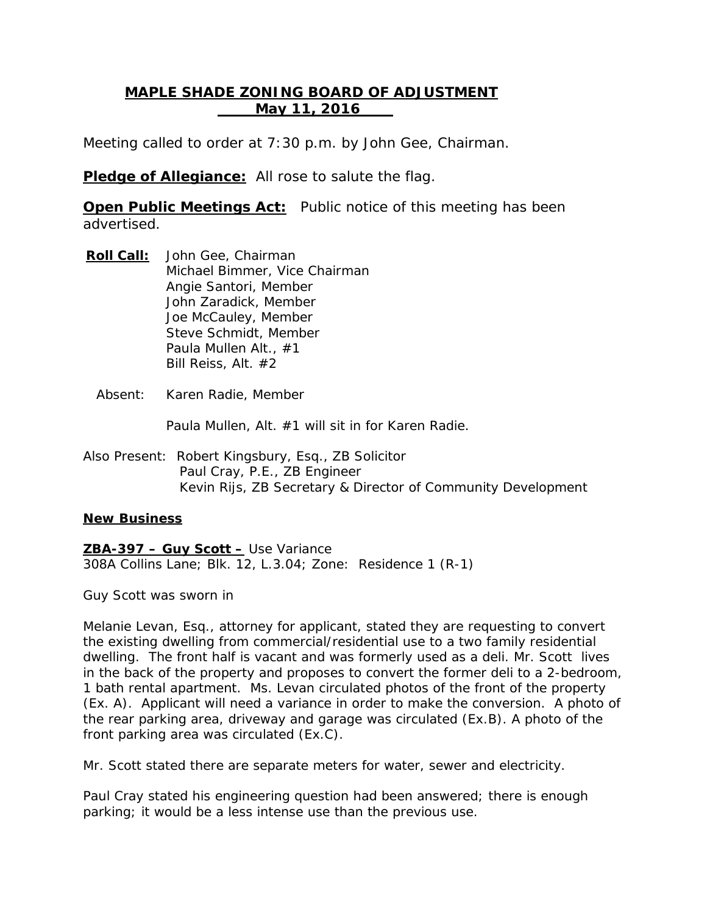## MAPLE SHADE ZONING BOARD OF ADJUSTMENT
## May 11, 2016

Meeting called to order at 7:30 p.m. by John Gee, Chairman.

**Pledge of Allegiance:** All rose to salute the flag.

**Open Public Meetings Act:** Public notice of this meeting has been advertised.

**Roll Call:** John Gee, Chairman
Michael Bimmer, Vice Chairman
Angie Santori, Member
John Zaradick, Member
Joe McCauley, Member
Steve Schmidt, Member
Paula Mullen Alt., #1
Bill Reiss, Alt. #2

Absent: Karen Radie, Member

Paula Mullen, Alt. #1 will sit in for Karen Radie.

Also Present: Robert Kingsbury, Esq., ZB Solicitor
Paul Cray, P.E., ZB Engineer
Kevin Rijs, ZB Secretary & Director of Community Development

**New Business**

**ZBA-397 – Guy Scott –** Use Variance
308A Collins Lane; Blk. 12, L.3.04; Zone: Residence 1 (R-1)

Guy Scott was sworn in

Melanie Levan, Esq., attorney for applicant, stated they are requesting to convert the existing dwelling from commercial/residential use to a two family residential dwelling. The front half is vacant and was formerly used as a deli. Mr. Scott lives in the back of the property and proposes to convert the former deli to a 2-bedroom, 1 bath rental apartment. Ms. Levan circulated photos of the front of the property (Ex. A). Applicant will need a variance in order to make the conversion. A photo of the rear parking area, driveway and garage was circulated (Ex.B). A photo of the front parking area was circulated (Ex.C).

Mr. Scott stated there are separate meters for water, sewer and electricity.

Paul Cray stated his engineering question had been answered; there is enough parking; it would be a less intense use than the previous use.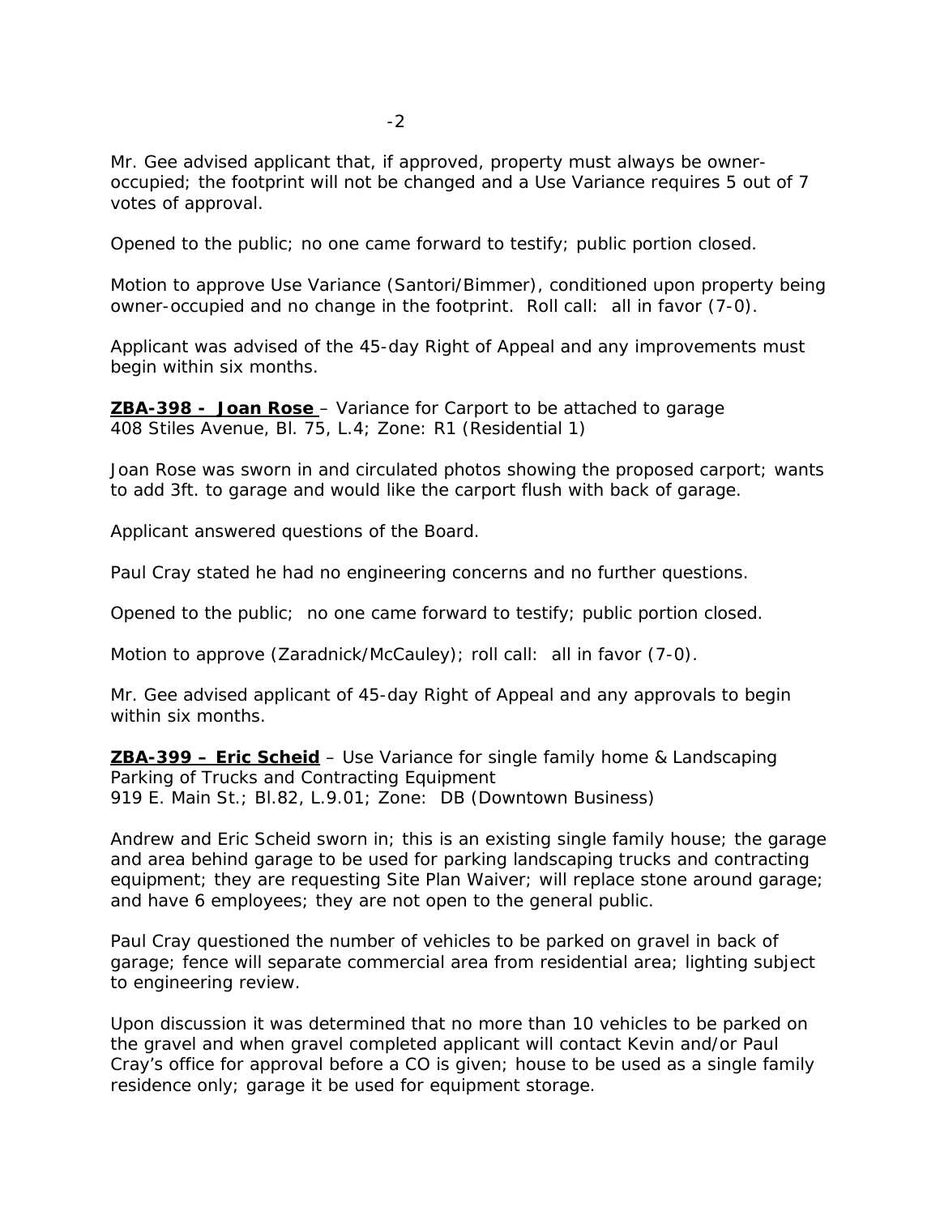Mr. Gee advised applicant that, if approved, property must always be owner-occupied; the footprint will not be changed and a Use Variance requires 5 out of 7 votes of approval.

Opened to the public; no one came forward to testify; public portion closed.

Motion to approve Use Variance (Santori/Bimmer), conditioned upon property being owner-occupied and no change in the footprint. Roll call: all in favor (7-0).

Applicant was advised of the 45-day Right of Appeal and any improvements must begin within six months.

**ZBA-398 - Joan Rose** – Variance for Carport to be attached to garage
408 Stiles Avenue, Bl. 75, L.4; Zone: R1 (Residential 1)

Joan Rose was sworn in and circulated photos showing the proposed carport; wants to add 3ft. to garage and would like the carport flush with back of garage.

Applicant answered questions of the Board.

Paul Cray stated he had no engineering concerns and no further questions.

Opened to the public; no one came forward to testify; public portion closed.

Motion to approve (Zaradnick/McCauley); roll call: all in favor (7-0).

Mr. Gee advised applicant of 45-day Right of Appeal and any approvals to begin within six months.

**ZBA-399 – Eric Scheid** – Use Variance for single family home & Landscaping Parking of Trucks and Contracting Equipment
919 E. Main St.; Bl.82, L.9.01; Zone: DB (Downtown Business)

Andrew and Eric Scheid sworn in; this is an existing single family house; the garage and area behind garage to be used for parking landscaping trucks and contracting equipment; they are requesting Site Plan Waiver; will replace stone around garage; and have 6 employees; they are not open to the general public.

Paul Cray questioned the number of vehicles to be parked on gravel in back of garage; fence will separate commercial area from residential area; lighting subject to engineering review.

Upon discussion it was determined that no more than 10 vehicles to be parked on the gravel and when gravel completed applicant will contact Kevin and/or Paul Cray's office for approval before a CO is given; house to be used as a single family residence only; garage it be used for equipment storage.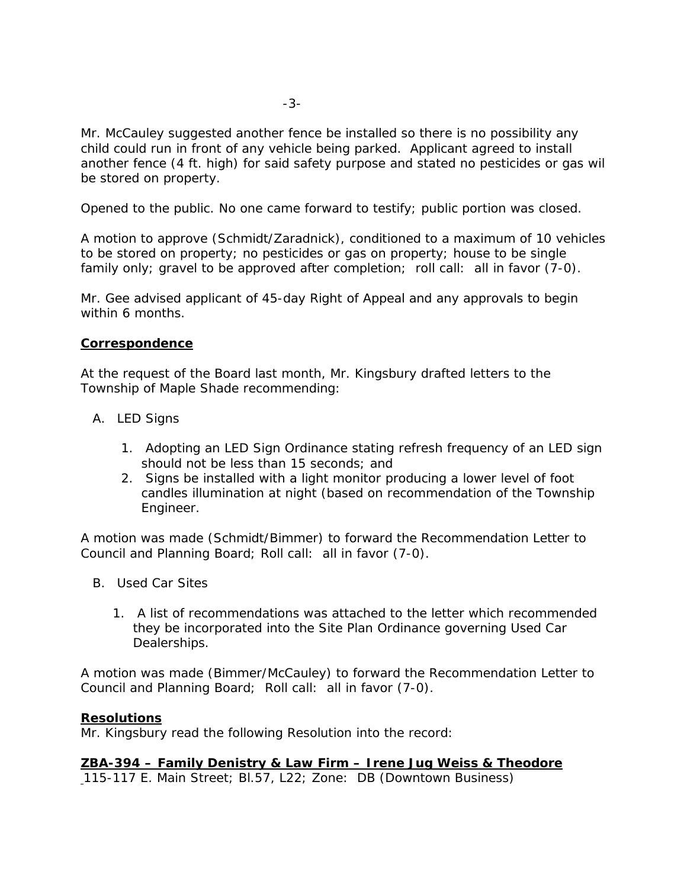Mr. McCauley suggested another fence be installed so there is no possibility any child could run in front of any vehicle being parked. Applicant agreed to install another fence (4 ft. high) for said safety purpose and stated no pesticides or gas wil be stored on property.

Opened to the public. No one came forward to testify; public portion was closed.

A motion to approve (Schmidt/Zaradnick), conditioned to a maximum of 10 vehicles to be stored on property; no pesticides or gas on property; house to be single family only; gravel to be approved after completion; roll call: all in favor (7-0).

Mr. Gee advised applicant of 45-day Right of Appeal and any approvals to begin within 6 months.

**Correspondence**

At the request of the Board last month, Mr. Kingsbury drafted letters to the Township of Maple Shade recommending:

A. LED Signs

1. Adopting an LED Sign Ordinance stating refresh frequency of an LED sign should not be less than 15 seconds; and
2. Signs be installed with a light monitor producing a lower level of foot candles illumination at night (based on recommendation of the Township Engineer.

A motion was made (Schmidt/Bimmer) to forward the Recommendation Letter to Council and Planning Board; Roll call: all in favor (7-0).

B. Used Car Sites

1. A list of recommendations was attached to the letter which recommended they be incorporated into the Site Plan Ordinance governing Used Car Dealerships.

A motion was made (Bimmer/McCauley) to forward the Recommendation Letter to Council and Planning Board; Roll call: all in favor (7-0).

**Resolutions**

Mr. Kingsbury read the following Resolution into the record:

**ZBA-394 – Family Denistry & Law Firm – Irene Jug Weiss & Theodore**

115-117 E. Main Street; Bl.57, L22; Zone: DB (Downtown Business)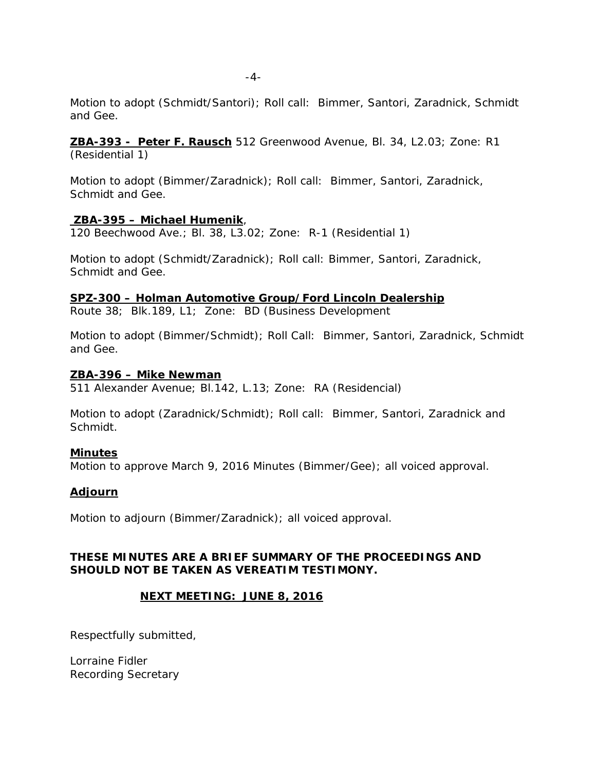Motion to adopt (Schmidt/Santori); Roll call: Bimmer, Santori, Zaradnick, Schmidt and Gee.

**ZBA-393 - Peter F. Rausch** 512 Greenwood Avenue, Bl. 34, L2.03; Zone: R1 (Residential 1)

Motion to adopt (Bimmer/Zaradnick); Roll call: Bimmer, Santori, Zaradnick, Schmidt and Gee.

**ZBA-395 – Michael Humenik**,
120 Beechwood Ave.; Bl. 38, L3.02; Zone: R-1 (Residential 1)

Motion to adopt (Schmidt/Zaradnick); Roll call: Bimmer, Santori, Zaradnick, Schmidt and Gee.

**SPZ-300 – Holman Automotive Group/Ford Lincoln Dealership**
Route 38; Blk.189, L1; Zone: BD (Business Development

Motion to adopt (Bimmer/Schmidt); Roll Call: Bimmer, Santori, Zaradnick, Schmidt and Gee.

**ZBA-396 – Mike Newman**
511 Alexander Avenue; Bl.142, L.13; Zone: RA (Residencial)

Motion to adopt (Zaradnick/Schmidt); Roll call: Bimmer, Santori, Zaradnick and Schmidt.

**Minutes**
Motion to approve March 9, 2016 Minutes (Bimmer/Gee); all voiced approval.

**Adjourn**

Motion to adjourn (Bimmer/Zaradnick); all voiced approval.

**THESE MINUTES ARE A BRIEF SUMMARY OF THE PROCEEDINGS AND SHOULD NOT BE TAKEN AS VEREATIM TESTIMONY.**

**NEXT MEETING: JUNE 8, 2016**

Respectfully submitted,

Lorraine Fidler
Recording Secretary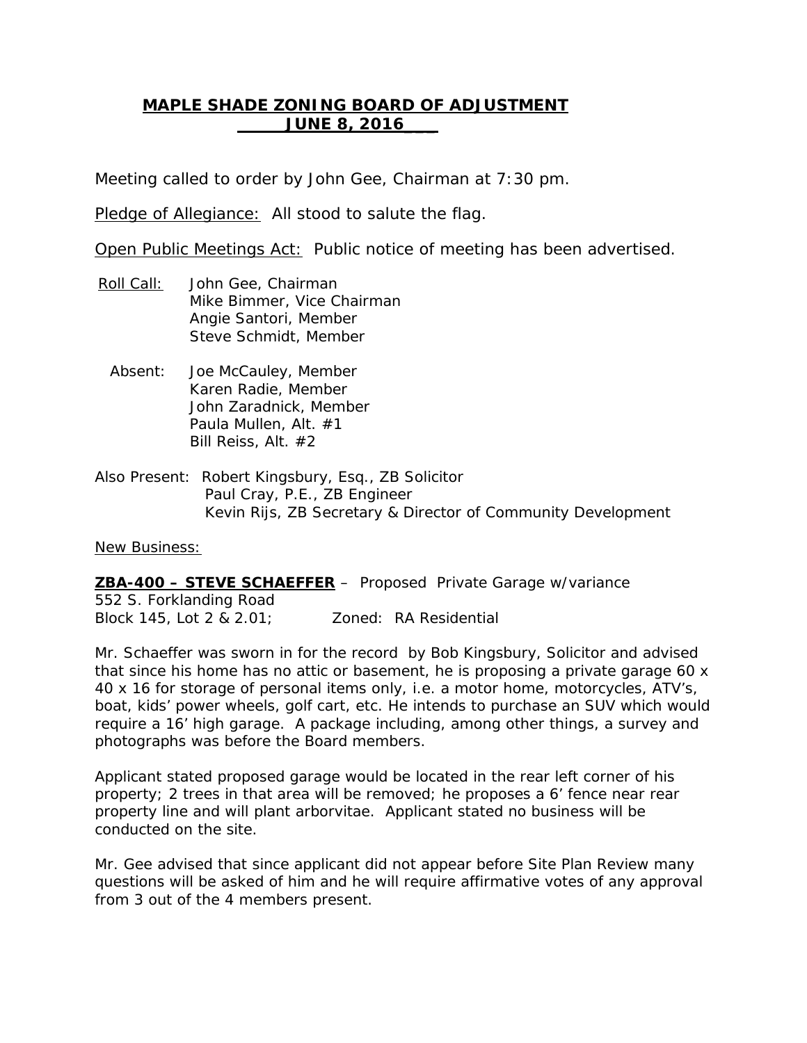# MAPLE SHADE ZONING BOARD OF ADJUSTMENT
## JUNE 8, 2016

Meeting called to order by John Gee, Chairman at 7:30 pm.

Pledge of Allegiance: All stood to salute the flag.

Open Public Meetings Act: Public notice of meeting has been advertised.

Roll Call: John Gee, Chairman
Mike Bimmer, Vice Chairman
Angie Santori, Member
Steve Schmidt, Member

Absent: Joe McCauley, Member
Karen Radie, Member
John Zaradnick, Member
Paula Mullen, Alt. #1
Bill Reiss, Alt. #2

Also Present: Robert Kingsbury, Esq., ZB Solicitor
Paul Cray, P.E., ZB Engineer
Kevin Rijs, ZB Secretary & Director of Community Development

New Business:

**ZBA-400 – STEVE SCHAEFFER** – Proposed Private Garage w/variance
552 S. Forklanding Road
Block 145, Lot 2 & 2.01; Zoned: RA Residential

Mr. Schaeffer was sworn in for the record by Bob Kingsbury, Solicitor and advised that since his home has no attic or basement, he is proposing a private garage 60 x 40 x 16 for storage of personal items only, i.e. a motor home, motorcycles, ATV's, boat, kids' power wheels, golf cart, etc. He intends to purchase an SUV which would require a 16' high garage. A package including, among other things, a survey and photographs was before the Board members.

Applicant stated proposed garage would be located in the rear left corner of his property; 2 trees in that area will be removed; he proposes a 6' fence near rear property line and will plant arborvitae. Applicant stated no business will be conducted on the site.

Mr. Gee advised that since applicant did not appear before Site Plan Review many questions will be asked of him and he will require affirmative votes of any approval from 3 out of the 4 members present.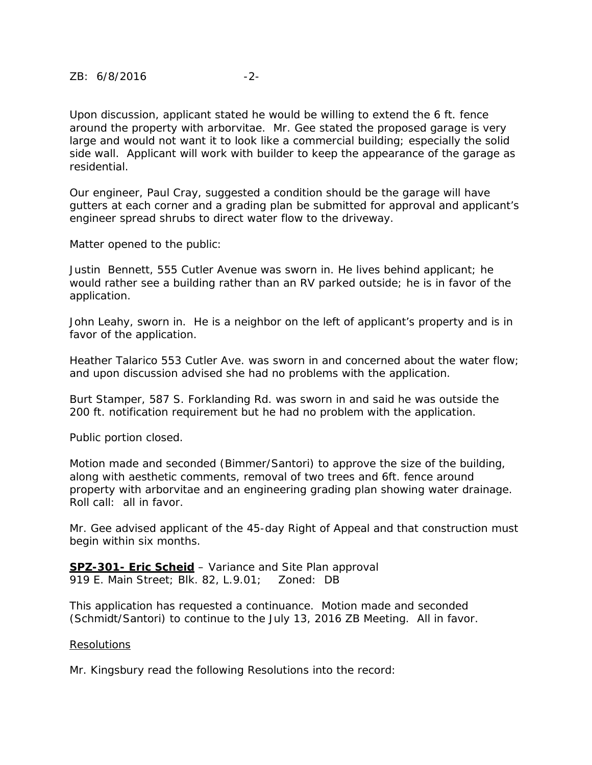Upon discussion, applicant stated he would be willing to extend the 6 ft. fence around the property with arborvitae. Mr. Gee stated the proposed garage is very large and would not want it to look like a commercial building; especially the solid side wall. Applicant will work with builder to keep the appearance of the garage as residential.

Our engineer, Paul Cray, suggested a condition should be the garage will have gutters at each corner and a grading plan be submitted for approval and applicant's engineer spread shrubs to direct water flow to the driveway.

Matter opened to the public:

Justin Bennett, 555 Cutler Avenue was sworn in. He lives behind applicant; he would rather see a building rather than an RV parked outside; he is in favor of the application.

John Leahy, sworn in. He is a neighbor on the left of applicant's property and is in favor of the application.

Heather Talarico 553 Cutler Ave. was sworn in and concerned about the water flow; and upon discussion advised she had no problems with the application.

Burt Stamper, 587 S. Forklanding Rd. was sworn in and said he was outside the 200 ft. notification requirement but he had no problem with the application.

Public portion closed.

Motion made and seconded (Bimmer/Santori) to approve the size of the building, along with aesthetic comments, removal of two trees and 6ft. fence around property with arborvitae and an engineering grading plan showing water drainage. Roll call: all in favor.

Mr. Gee advised applicant of the 45-day Right of Appeal and that construction must begin within six months.

**SPZ-301- Eric Scheid** – Variance and Site Plan approval
919 E. Main Street; Blk. 82, L.9.01; Zoned: DB

This application has requested a continuance. Motion made and seconded (Schmidt/Santori) to continue to the July 13, 2016 ZB Meeting. All in favor.

Resolutions

Mr. Kingsbury read the following Resolutions into the record: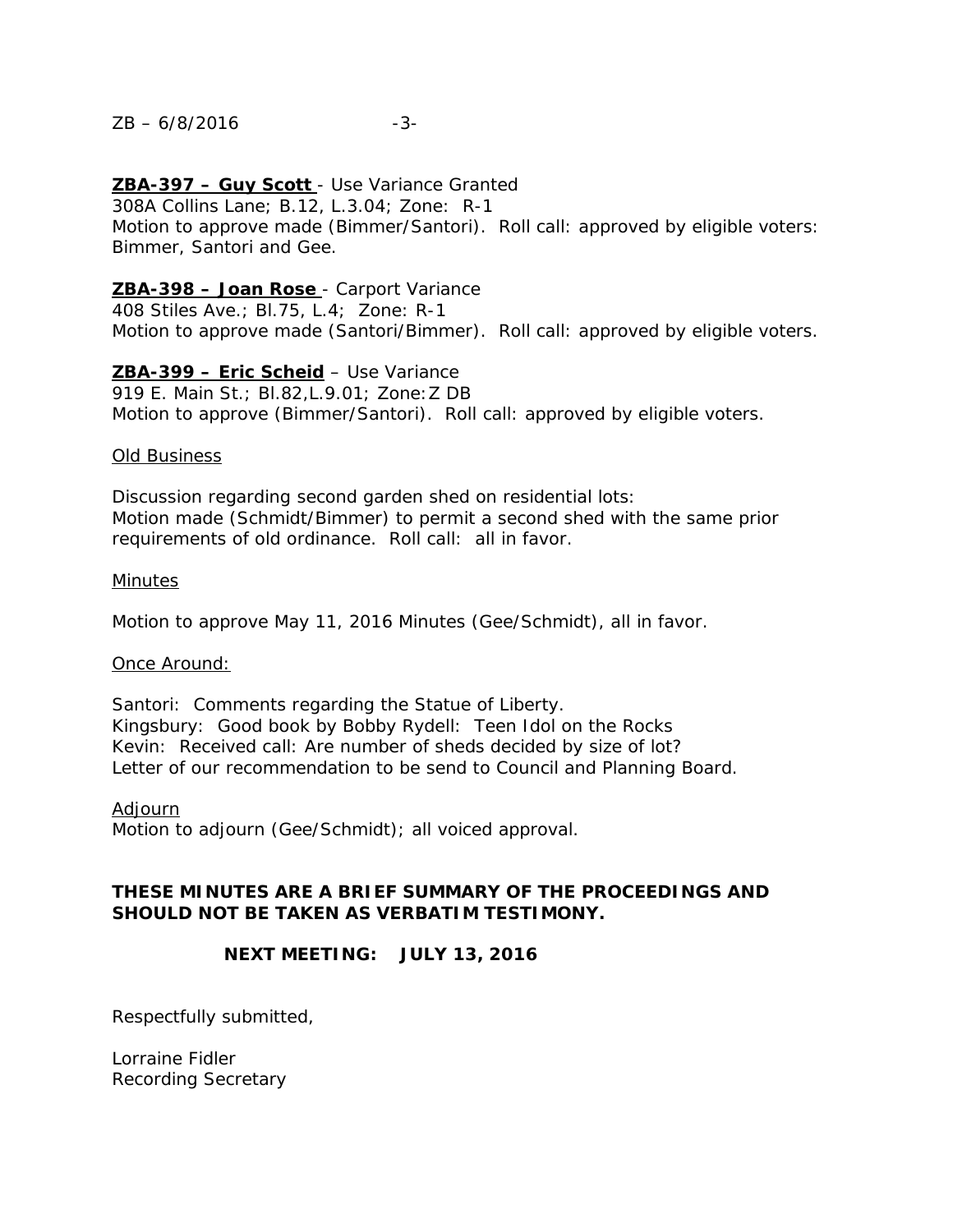**ZBA-397 – Guy Scott** - Use Variance Granted
308A Collins Lane; B.12, L.3.04; Zone: R-1
Motion to approve made (Bimmer/Santori). Roll call: approved by eligible voters: Bimmer, Santori and Gee.

**ZBA-398 – Joan Rose** - Carport Variance
408 Stiles Ave.; Bl.75, L.4; Zone: R-1
Motion to approve made (Santori/Bimmer). Roll call: approved by eligible voters.

**ZBA-399 – Eric Scheid** – Use Variance
919 E. Main St.; Bl.82,L.9.01; Zone:Z DB
Motion to approve (Bimmer/Santori). Roll call: approved by eligible voters.

Old Business

Discussion regarding second garden shed on residential lots:
Motion made (Schmidt/Bimmer) to permit a second shed with the same prior requirements of old ordinance. Roll call: all in favor.

Minutes

Motion to approve May 11, 2016 Minutes (Gee/Schmidt), all in favor.

Once Around:

Santori: Comments regarding the Statue of Liberty.
Kingsbury: Good book by Bobby Rydell: Teen Idol on the Rocks
Kevin: Received call: Are number of sheds decided by size of lot?
Letter of our recommendation to be send to Council and Planning Board.

Adjourn
Motion to adjourn (Gee/Schmidt); all voiced approval.

**THESE MINUTES ARE A BRIEF SUMMARY OF THE PROCEEDINGS AND SHOULD NOT BE TAKEN AS VERBATIM TESTIMONY.**

**NEXT MEETING: JULY 13, 2016**

Respectfully submitted,

Lorraine Fidler
Recording Secretary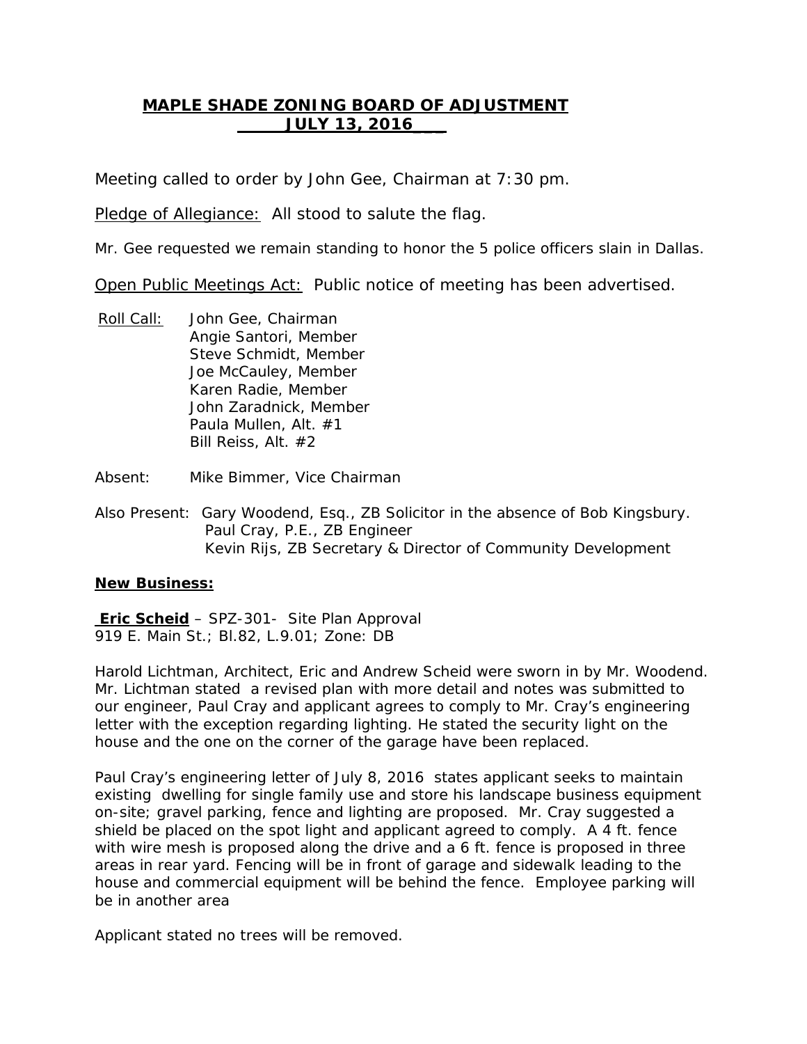# MAPLE SHADE ZONING BOARD OF ADJUSTMENT

## JULY 13, 2016

Meeting called to order by John Gee, Chairman at 7:30 pm.

Pledge of Allegiance: All stood to salute the flag.

Mr. Gee requested we remain standing to honor the 5 police officers slain in Dallas.

Open Public Meetings Act: Public notice of meeting has been advertised.

Roll Call: John Gee, Chairman
Angie Santori, Member
Steve Schmidt, Member
Joe McCauley, Member
Karen Radie, Member
John Zaradnick, Member
Paula Mullen, Alt. #1
Bill Reiss, Alt. #2

Absent: Mike Bimmer, Vice Chairman

Also Present: Gary Woodend, Esq., ZB Solicitor in the absence of Bob Kingsbury.
Paul Cray, P.E., ZB Engineer
Kevin Rijs, ZB Secretary & Director of Community Development

**New Business:**

**Eric Scheid** – SPZ-301- Site Plan Approval
919 E. Main St.; Bl.82, L.9.01; Zone: DB

Harold Lichtman, Architect, Eric and Andrew Scheid were sworn in by Mr. Woodend. Mr. Lichtman stated a revised plan with more detail and notes was submitted to our engineer, Paul Cray and applicant agrees to comply to Mr. Cray's engineering letter with the exception regarding lighting. He stated the security light on the house and the one on the corner of the garage have been replaced.

Paul Cray's engineering letter of July 8, 2016 states applicant seeks to maintain existing dwelling for single family use and store his landscape business equipment on-site; gravel parking, fence and lighting are proposed. Mr. Cray suggested a shield be placed on the spot light and applicant agreed to comply. A 4 ft. fence with wire mesh is proposed along the drive and a 6 ft. fence is proposed in three areas in rear yard. Fencing will be in front of garage and sidewalk leading to the house and commercial equipment will be behind the fence. Employee parking will be in another area

Applicant stated no trees will be removed.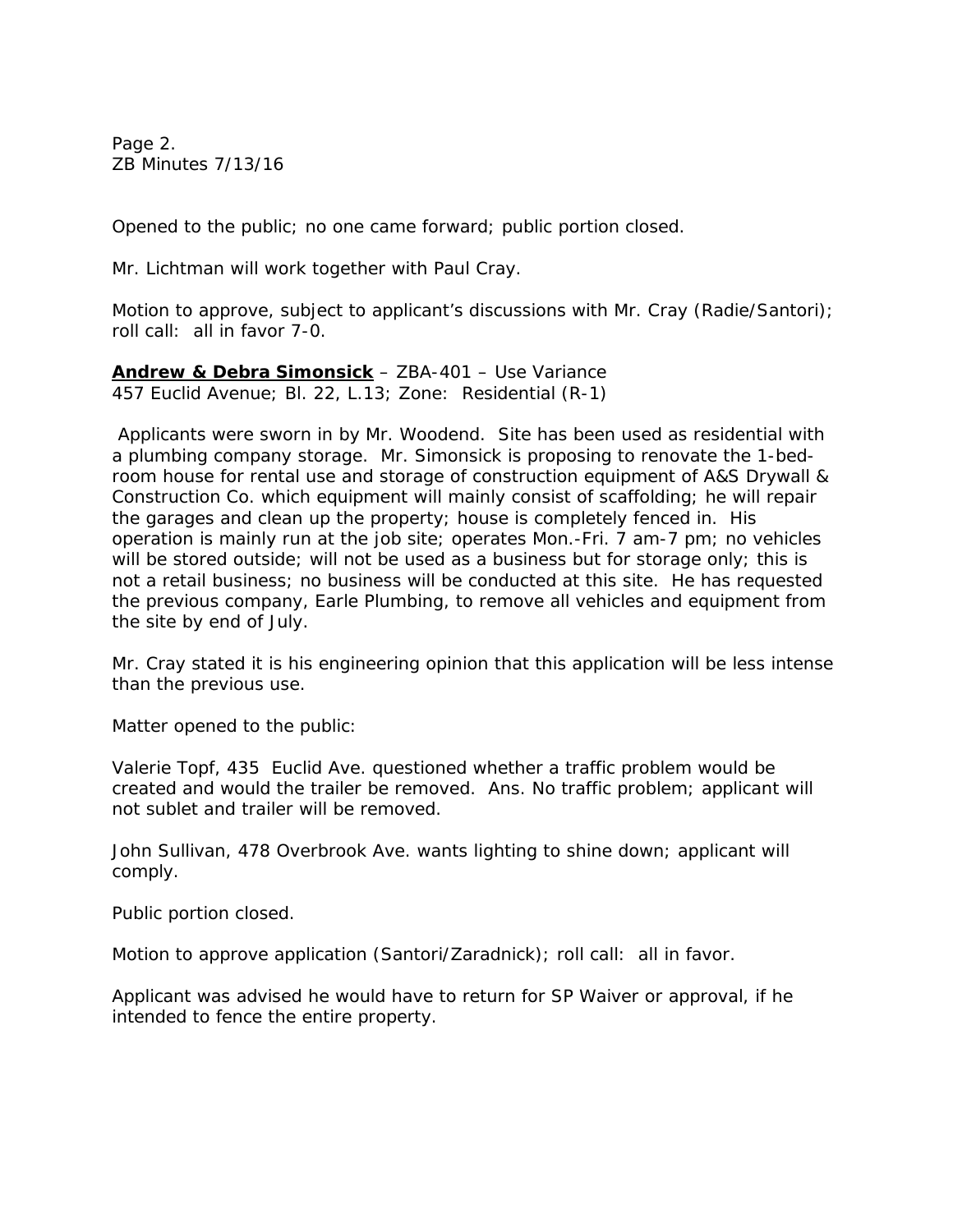Opened to the public; no one came forward; public portion closed.

Mr. Lichtman will work together with Paul Cray.

Motion to approve, subject to applicant's discussions with Mr. Cray (Radie/Santori); roll call: all in favor 7-0.

**Andrew & Debra Simonsick** – ZBA-401 – Use Variance
457 Euclid Avenue; Bl. 22, L.13; Zone: Residential (R-1)

Applicants were sworn in by Mr. Woodend. Site has been used as residential with a plumbing company storage. Mr. Simonsick is proposing to renovate the 1-bed-room house for rental use and storage of construction equipment of A&S Drywall & Construction Co. which equipment will mainly consist of scaffolding; he will repair the garages and clean up the property; house is completely fenced in. His operation is mainly run at the job site; operates Mon.-Fri. 7 am-7 pm; no vehicles will be stored outside; will not be used as a business but for storage only; this is not a retail business; no business will be conducted at this site. He has requested the previous company, Earle Plumbing, to remove all vehicles and equipment from the site by end of July.

Mr. Cray stated it is his engineering opinion that this application will be less intense than the previous use.

Matter opened to the public:

Valerie Topf, 435 Euclid Ave. questioned whether a traffic problem would be created and would the trailer be removed. Ans. No traffic problem; applicant will not sublet and trailer will be removed.

John Sullivan, 478 Overbrook Ave. wants lighting to shine down; applicant will comply.

Public portion closed.

Motion to approve application (Santori/Zaradnick); roll call: all in favor.

Applicant was advised he would have to return for SP Waiver or approval, if he intended to fence the entire property.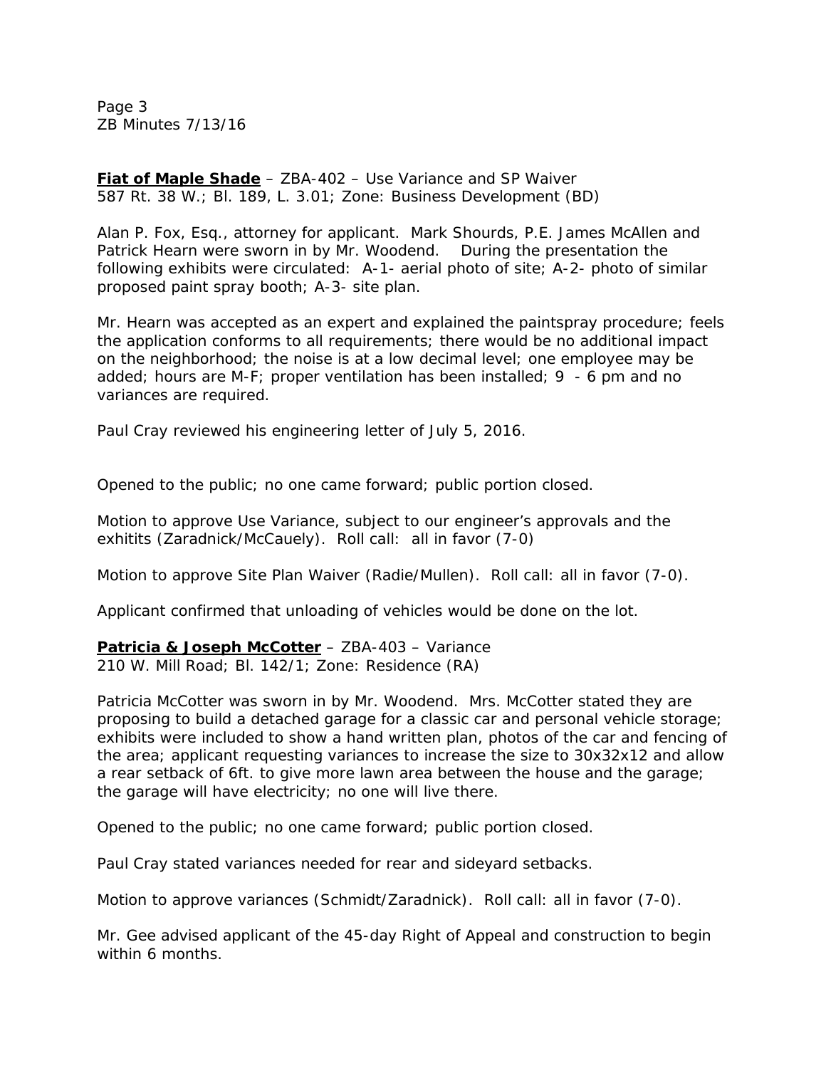**Fiat of Maple Shade** – ZBA-402 – Use Variance and SP Waiver
587 Rt. 38 W.; Bl. 189, L. 3.01; Zone: Business Development (BD)

Alan P. Fox, Esq., attorney for applicant. Mark Shourds, P.E. James McAllen and Patrick Hearn were sworn in by Mr. Woodend. During the presentation the following exhibits were circulated: A-1- aerial photo of site; A-2- photo of similar proposed paint spray booth; A-3- site plan.

Mr. Hearn was accepted as an expert and explained the paintspray procedure; feels the application conforms to all requirements; there would be no additional impact on the neighborhood; the noise is at a low decimal level; one employee may be added; hours are M-F; proper ventilation has been installed; 9 - 6 pm and no variances are required.

Paul Cray reviewed his engineering letter of July 5, 2016.

Opened to the public; no one came forward; public portion closed.

Motion to approve Use Variance, subject to our engineer's approvals and the exhitits (Zaradnick/McCauely). Roll call: all in favor (7-0)

Motion to approve Site Plan Waiver (Radie/Mullen). Roll call: all in favor (7-0).

Applicant confirmed that unloading of vehicles would be done on the lot.

**Patricia & Joseph McCotter** – ZBA-403 – Variance
210 W. Mill Road; Bl. 142/1; Zone: Residence (RA)

Patricia McCotter was sworn in by Mr. Woodend. Mrs. McCotter stated they are proposing to build a detached garage for a classic car and personal vehicle storage; exhibits were included to show a hand written plan, photos of the car and fencing of the area; applicant requesting variances to increase the size to 30x32x12 and allow a rear setback of 6ft. to give more lawn area between the house and the garage; the garage will have electricity; no one will live there.

Opened to the public; no one came forward; public portion closed.

Paul Cray stated variances needed for rear and sideyard setbacks.

Motion to approve variances (Schmidt/Zaradnick). Roll call: all in favor (7-0).

Mr. Gee advised applicant of the 45-day Right of Appeal and construction to begin within 6 months.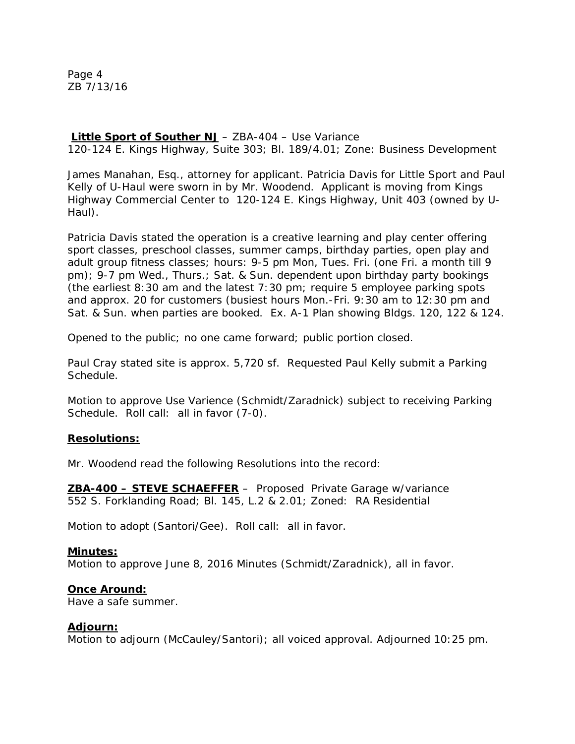**Little Sport of Souther NJ** – ZBA-404 – Use Variance
120-124 E. Kings Highway, Suite 303; Bl. 189/4.01; Zone: Business Development

James Manahan, Esq., attorney for applicant. Patricia Davis for Little Sport and Paul Kelly of U-Haul were sworn in by Mr. Woodend. Applicant is moving from Kings Highway Commercial Center to 120-124 E. Kings Highway, Unit 403 (owned by U-Haul).

Patricia Davis stated the operation is a creative learning and play center offering sport classes, preschool classes, summer camps, birthday parties, open play and adult group fitness classes; hours: 9-5 pm Mon, Tues. Fri. (one Fri. a month till 9 pm); 9-7 pm Wed., Thurs.; Sat. & Sun. dependent upon birthday party bookings (the earliest 8:30 am and the latest 7:30 pm; require 5 employee parking spots and approx. 20 for customers (busiest hours Mon.-Fri. 9:30 am to 12:30 pm and Sat. & Sun. when parties are booked. Ex. A-1 Plan showing Bldgs. 120, 122 & 124.

Opened to the public; no one came forward; public portion closed.

Paul Cray stated site is approx. 5,720 sf. Requested Paul Kelly submit a Parking Schedule.

Motion to approve Use Varience (Schmidt/Zaradnick) subject to receiving Parking Schedule. Roll call: all in favor (7-0).

**Resolutions:**

Mr. Woodend read the following Resolutions into the record:

**ZBA-400 – STEVE SCHAEFFER** – Proposed Private Garage w/variance
552 S. Forklanding Road; Bl. 145, L.2 & 2.01; Zoned: RA Residential

Motion to adopt (Santori/Gee). Roll call: all in favor.

**Minutes:**
Motion to approve June 8, 2016 Minutes (Schmidt/Zaradnick), all in favor.

**Once Around:**
Have a safe summer.

**Adjourn:**
Motion to adjourn (McCauley/Santori); all voiced approval. Adjourned 10:25 pm.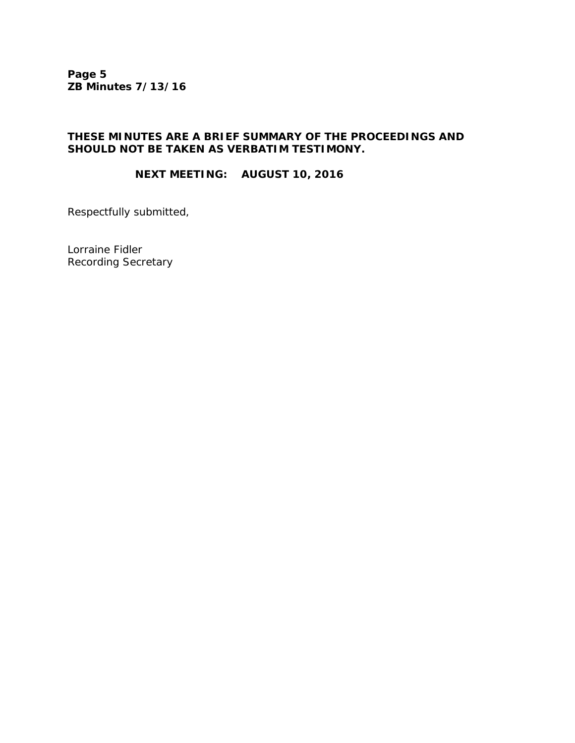**THESE MINUTES ARE A BRIEF SUMMARY OF THE PROCEEDINGS AND SHOULD NOT BE TAKEN AS VERBATIM TESTIMONY.**

**NEXT MEETING: AUGUST 10, 2016**

Respectfully submitted,

Lorraine Fidler
Recording Secretary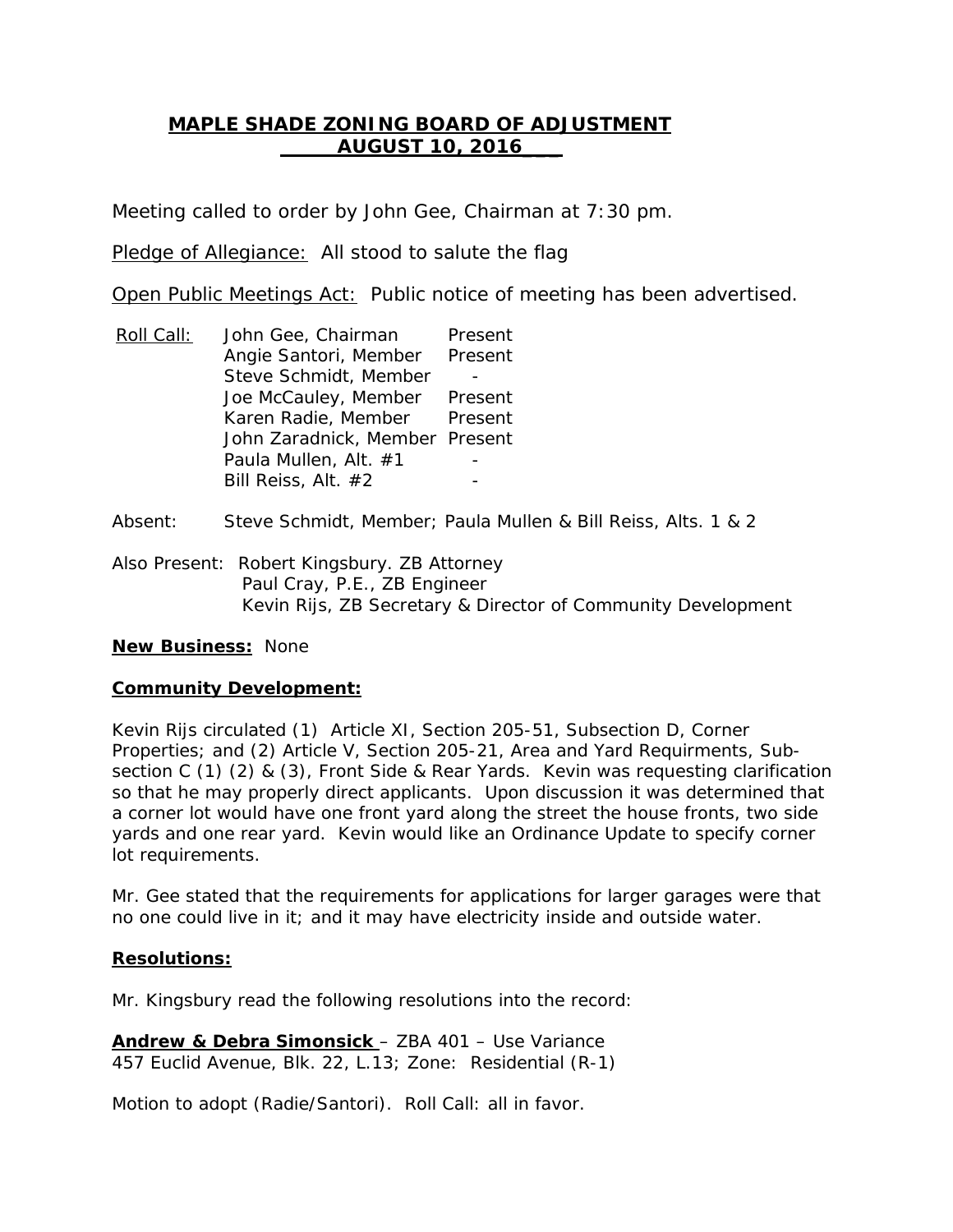# MAPLE SHADE ZONING BOARD OF ADJUSTMENT

## AUGUST 10, 2016

Meeting called to order by John Gee, Chairman at 7:30 pm.

Pledge of Allegiance: All stood to salute the flag

Open Public Meetings Act: Public notice of meeting has been advertised.

| Roll Call: | | |
|---|---|---|
| | John Gee, Chairman | Present |
| | Angie Santori, Member | Present |
| | Steve Schmidt, Member | - |
| | Joe McCauley, Member | Present |
| | Karen Radie, Member | Present |
| | John Zaradnick, Member | Present |
| | Paula Mullen, Alt. #1 | - |
| | Bill Reiss, Alt. #2 | - |

Absent: Steve Schmidt, Member; Paula Mullen & Bill Reiss, Alts. 1 & 2

Also Present: Robert Kingsbury. ZB Attorney
Paul Cray, P.E., ZB Engineer
Kevin Rijs, ZB Secretary & Director of Community Development

**New Business:** None

**Community Development:**

Kevin Rijs circulated (1) Article XI, Section 205-51, Subsection D, Corner Properties; and (2) Article V, Section 205-21, Area and Yard Requirments, Sub-section C (1) (2) & (3), Front Side & Rear Yards. Kevin was requesting clarification so that he may properly direct applicants. Upon discussion it was determined that a corner lot would have one front yard along the street the house fronts, two side yards and one rear yard. Kevin would like an Ordinance Update to specify corner lot requirements.

Mr. Gee stated that the requirements for applications for larger garages were that no one could live in it; and it may have electricity inside and outside water.

**Resolutions:**

Mr. Kingsbury read the following resolutions into the record:

**Andrew & Debra Simonsick** – ZBA 401 – Use Variance
457 Euclid Avenue, Blk. 22, L.13; Zone: Residential (R-1)

Motion to adopt (Radie/Santori). Roll Call: all in favor.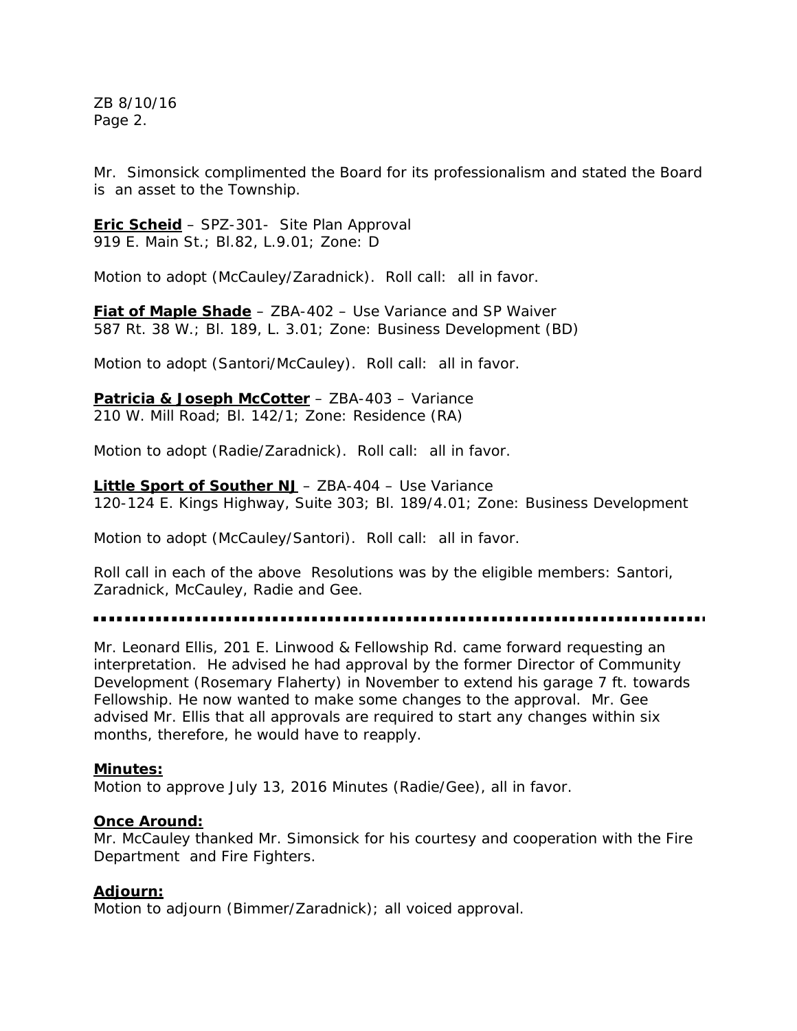Mr. Simonsick complimented the Board for its professionalism and stated the Board is an asset to the Township.

**Eric Scheid** – SPZ-301- Site Plan Approval
919 E. Main St.; Bl.82, L.9.01; Zone: D

Motion to adopt (McCauley/Zaradnick). Roll call: all in favor.

**Fiat of Maple Shade** – ZBA-402 – Use Variance and SP Waiver
587 Rt. 38 W.; Bl. 189, L. 3.01; Zone: Business Development (BD)

Motion to adopt (Santori/McCauley). Roll call: all in favor.

**Patricia & Joseph McCotter** – ZBA-403 – Variance
210 W. Mill Road; Bl. 142/1; Zone: Residence (RA)

Motion to adopt (Radie/Zaradnick). Roll call: all in favor.

**Little Sport of Souther NJ** – ZBA-404 – Use Variance
120-124 E. Kings Highway, Suite 303; Bl. 189/4.01; Zone: Business Development

Motion to adopt (McCauley/Santori). Roll call: all in favor.

Roll call in each of the above Resolutions was by the eligible members: Santori, Zaradnick, McCauley, Radie and Gee.

---

Mr. Leonard Ellis, 201 E. Linwood & Fellowship Rd. came forward requesting an interpretation. He advised he had approval by the former Director of Community Development (Rosemary Flaherty) in November to extend his garage 7 ft. towards Fellowship. He now wanted to make some changes to the approval. Mr. Gee advised Mr. Ellis that all approvals are required to start any changes within six months, therefore, he would have to reapply.

**Minutes:**
Motion to approve July 13, 2016 Minutes (Radie/Gee), all in favor.

**Once Around:**
Mr. McCauley thanked Mr. Simonsick for his courtesy and cooperation with the Fire Department and Fire Fighters.

**Adjourn:**
Motion to adjourn (Bimmer/Zaradnick); all voiced approval.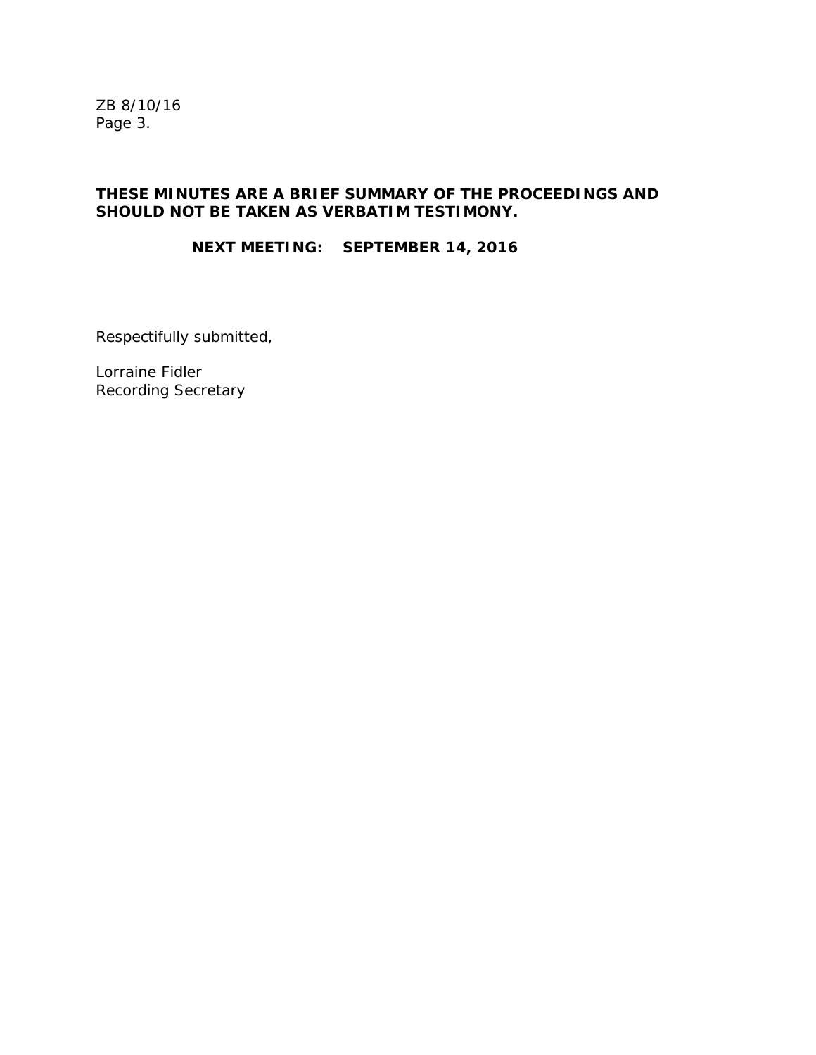**THESE MINUTES ARE A BRIEF SUMMARY OF THE PROCEEDINGS AND SHOULD NOT BE TAKEN AS VERBATIM TESTIMONY.**

**NEXT MEETING: SEPTEMBER 14, 2016**

Respectifully submitted,

Lorraine Fidler
Recording Secretary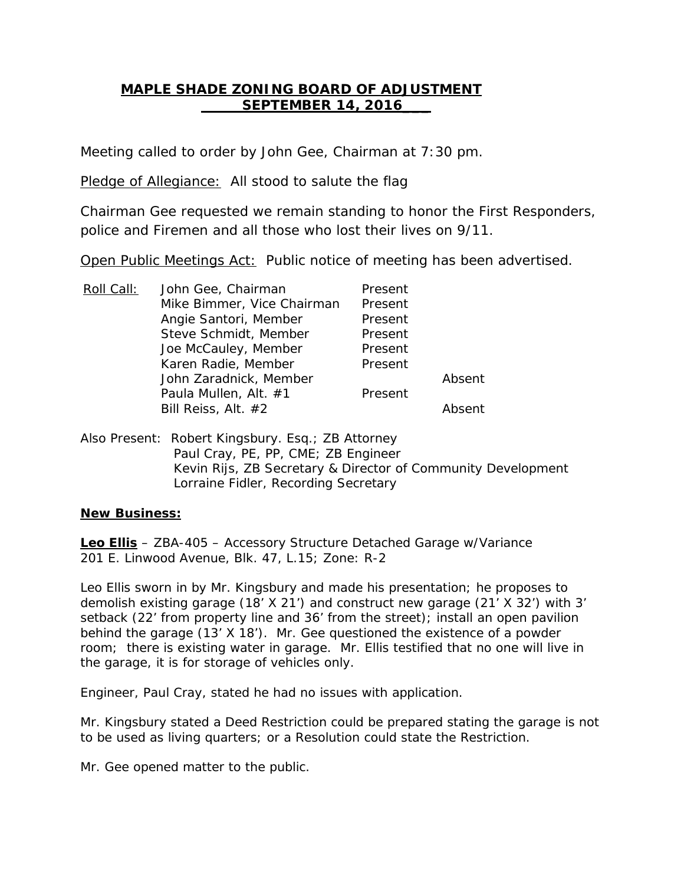**MAPLE SHADE ZONING BOARD OF ADJUSTMENT**
**SEPTEMBER 14, 2016**

Meeting called to order by John Gee, Chairman at 7:30 pm.

Pledge of Allegiance: All stood to salute the flag

Chairman Gee requested we remain standing to honor the First Responders, police and Firemen and all those who lost their lives on 9/11.

Open Public Meetings Act: Public notice of meeting has been advertised.

| Roll Call: | | | |
|---|---|---|---|
| | John Gee, Chairman | Present | |
| | Mike Bimmer, Vice Chairman | Present | |
| | Angie Santori, Member | Present | |
| | Steve Schmidt, Member | Present | |
| | Joe McCauley, Member | Present | |
| | Karen Radie, Member | Present | |
| | John Zaradnick, Member | | Absent |
| | Paula Mullen, Alt. #1 | Present | |
| | Bill Reiss, Alt. #2 | | Absent |

Also Present: Robert Kingsbury. Esq.; ZB Attorney
Paul Cray, PE, PP, CME; ZB Engineer
Kevin Rijs, ZB Secretary & Director of Community Development
Lorraine Fidler, Recording Secretary

**New Business:**

**Leo Ellis** – ZBA-405 – Accessory Structure Detached Garage w/Variance
201 E. Linwood Avenue, Blk. 47, L.15; Zone: R-2

Leo Ellis sworn in by Mr. Kingsbury and made his presentation; he proposes to demolish existing garage (18' X 21') and construct new garage (21' X 32') with 3' setback (22' from property line and 36' from the street); install an open pavilion behind the garage (13' X 18'). Mr. Gee questioned the existence of a powder room; there is existing water in garage. Mr. Ellis testified that no one will live in the garage, it is for storage of vehicles only.

Engineer, Paul Cray, stated he had no issues with application.

Mr. Kingsbury stated a Deed Restriction could be prepared stating the garage is not to be used as living quarters; or a Resolution could state the Restriction.

Mr. Gee opened matter to the public.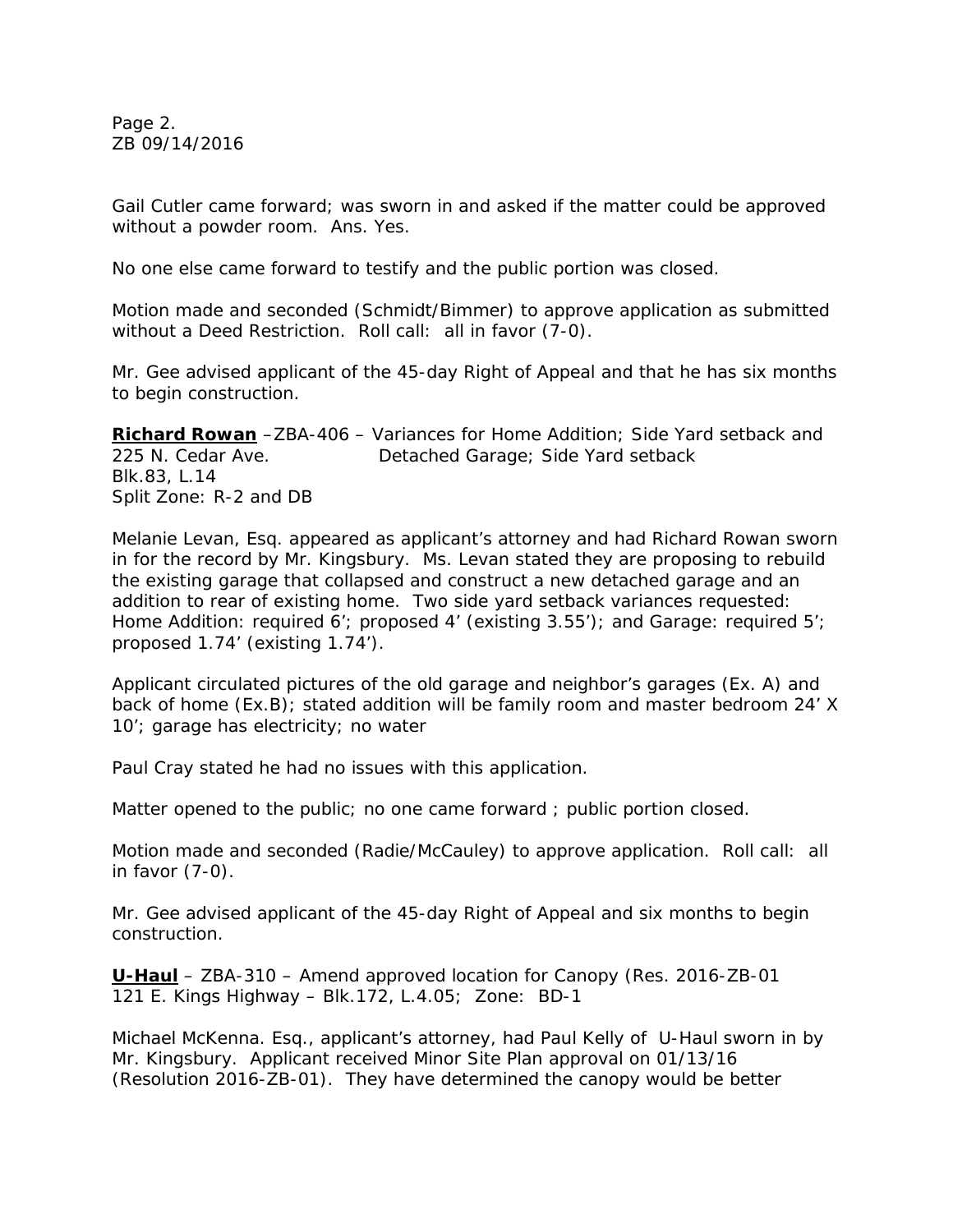Gail Cutler came forward; was sworn in and asked if the matter could be approved without a powder room. Ans. Yes.

No one else came forward to testify and the public portion was closed.

Motion made and seconded (Schmidt/Bimmer) to approve application as submitted without a Deed Restriction. Roll call: all in favor (7-0).

Mr. Gee advised applicant of the 45-day Right of Appeal and that he has six months to begin construction.

**Richard Rowan** –ZBA-406 – Variances for Home Addition; Side Yard setback and
225 N. Cedar Ave. Detached Garage; Side Yard setback
Blk.83, L.14
Split Zone: R-2 and DB

Melanie Levan, Esq. appeared as applicant's attorney and had Richard Rowan sworn in for the record by Mr. Kingsbury. Ms. Levan stated they are proposing to rebuild the existing garage that collapsed and construct a new detached garage and an addition to rear of existing home. Two side yard setback variances requested: Home Addition: required 6'; proposed 4' (existing 3.55'); and Garage: required 5'; proposed 1.74' (existing 1.74').

Applicant circulated pictures of the old garage and neighbor's garages (Ex. A) and back of home (Ex.B); stated addition will be family room and master bedroom 24' X 10'; garage has electricity; no water

Paul Cray stated he had no issues with this application.

Matter opened to the public; no one came forward ; public portion closed.

Motion made and seconded (Radie/McCauley) to approve application. Roll call: all in favor (7-0).

Mr. Gee advised applicant of the 45-day Right of Appeal and six months to begin construction.

**U-Haul** – ZBA-310 – Amend approved location for Canopy (Res. 2016-ZB-01
121 E. Kings Highway – Blk.172, L.4.05; Zone: BD-1

Michael McKenna. Esq., applicant's attorney, had Paul Kelly of U-Haul sworn in by Mr. Kingsbury. Applicant received Minor Site Plan approval on 01/13/16 (Resolution 2016-ZB-01). They have determined the canopy would be better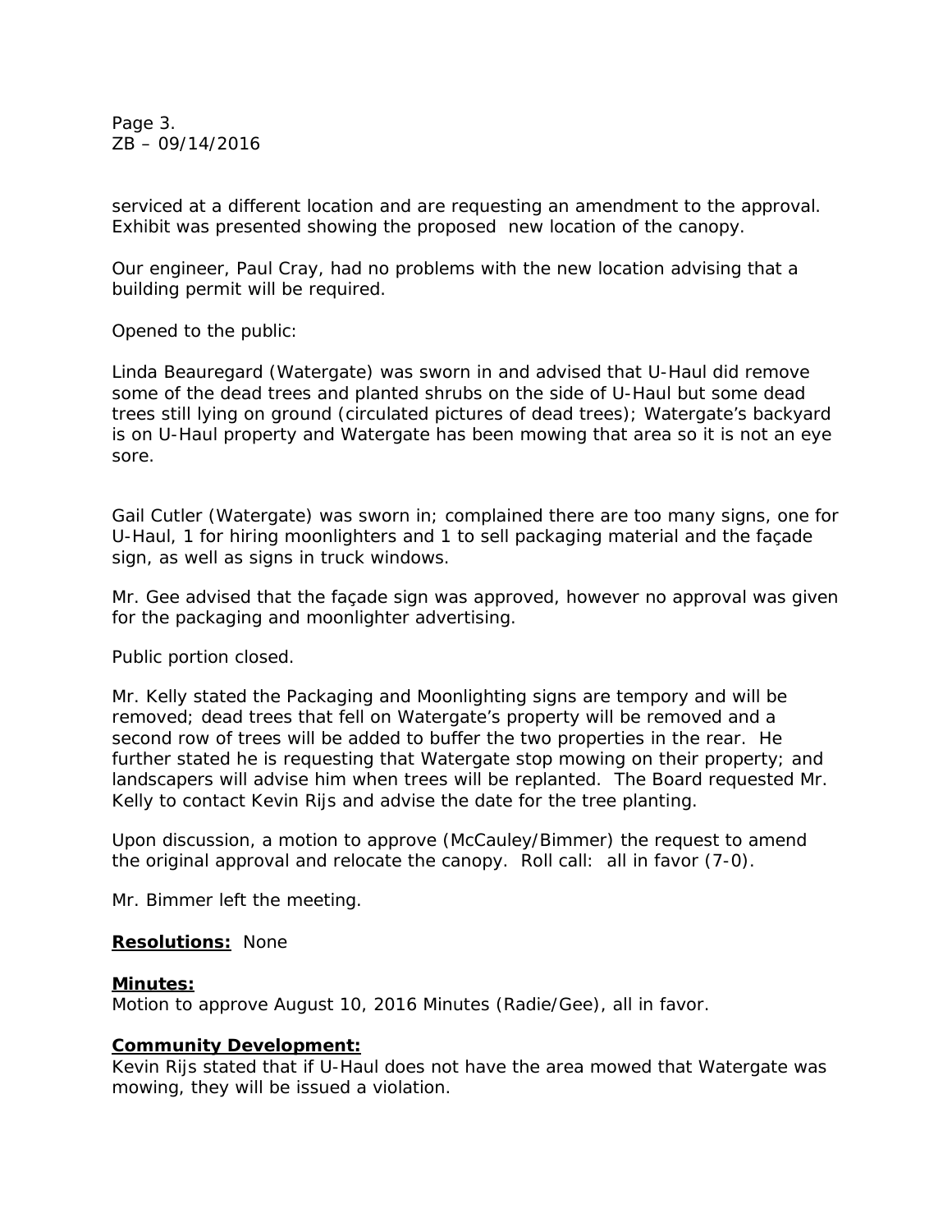serviced at a different location and are requesting an amendment to the approval. Exhibit was presented showing the proposed new location of the canopy.

Our engineer, Paul Cray, had no problems with the new location advising that a building permit will be required.

Opened to the public:

Linda Beauregard (Watergate) was sworn in and advised that U-Haul did remove some of the dead trees and planted shrubs on the side of U-Haul but some dead trees still lying on ground (circulated pictures of dead trees); Watergate's backyard is on U-Haul property and Watergate has been mowing that area so it is not an eye sore.

Gail Cutler (Watergate) was sworn in; complained there are too many signs, one for U-Haul, 1 for hiring moonlighters and 1 to sell packaging material and the façade sign, as well as signs in truck windows.

Mr. Gee advised that the façade sign was approved, however no approval was given for the packaging and moonlighter advertising.

Public portion closed.

Mr. Kelly stated the Packaging and Moonlighting signs are tempory and will be removed; dead trees that fell on Watergate's property will be removed and a second row of trees will be added to buffer the two properties in the rear. He further stated he is requesting that Watergate stop mowing on their property; and landscapers will advise him when trees will be replanted. The Board requested Mr. Kelly to contact Kevin Rijs and advise the date for the tree planting.

Upon discussion, a motion to approve (McCauley/Bimmer) the request to amend the original approval and relocate the canopy. Roll call: all in favor (7-0).

Mr. Bimmer left the meeting.

**Resolutions:** None

**Minutes:**
Motion to approve August 10, 2016 Minutes (Radie/Gee), all in favor.

**Community Development:**
Kevin Rijs stated that if U-Haul does not have the area mowed that Watergate was mowing, they will be issued a violation.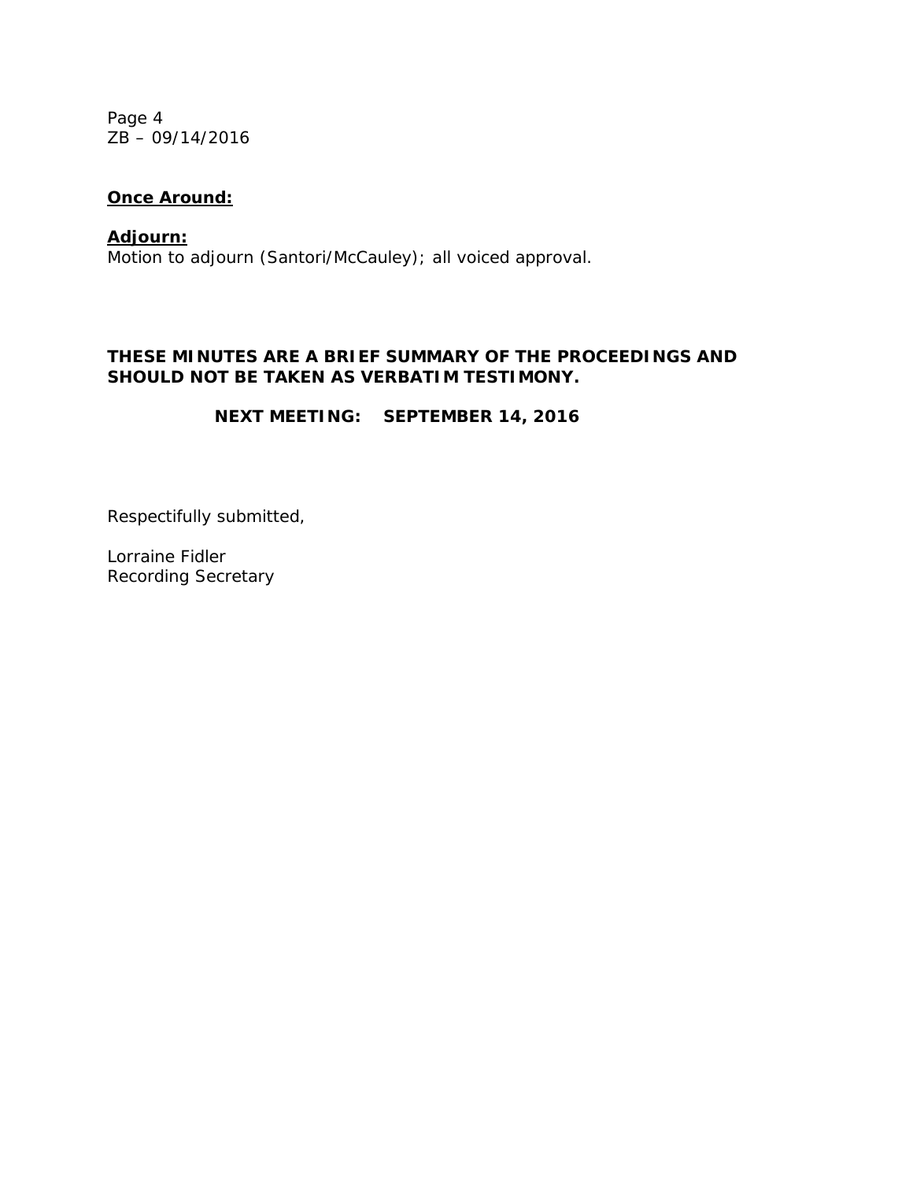**Once Around:**

**Adjourn:**
Motion to adjourn (Santori/McCauley); all voiced approval.

**THESE MINUTES ARE A BRIEF SUMMARY OF THE PROCEEDINGS AND SHOULD NOT BE TAKEN AS VERBATIM TESTIMONY.**

**NEXT MEETING: SEPTEMBER 14, 2016**

Respectifully submitted,

Lorraine Fidler
Recording Secretary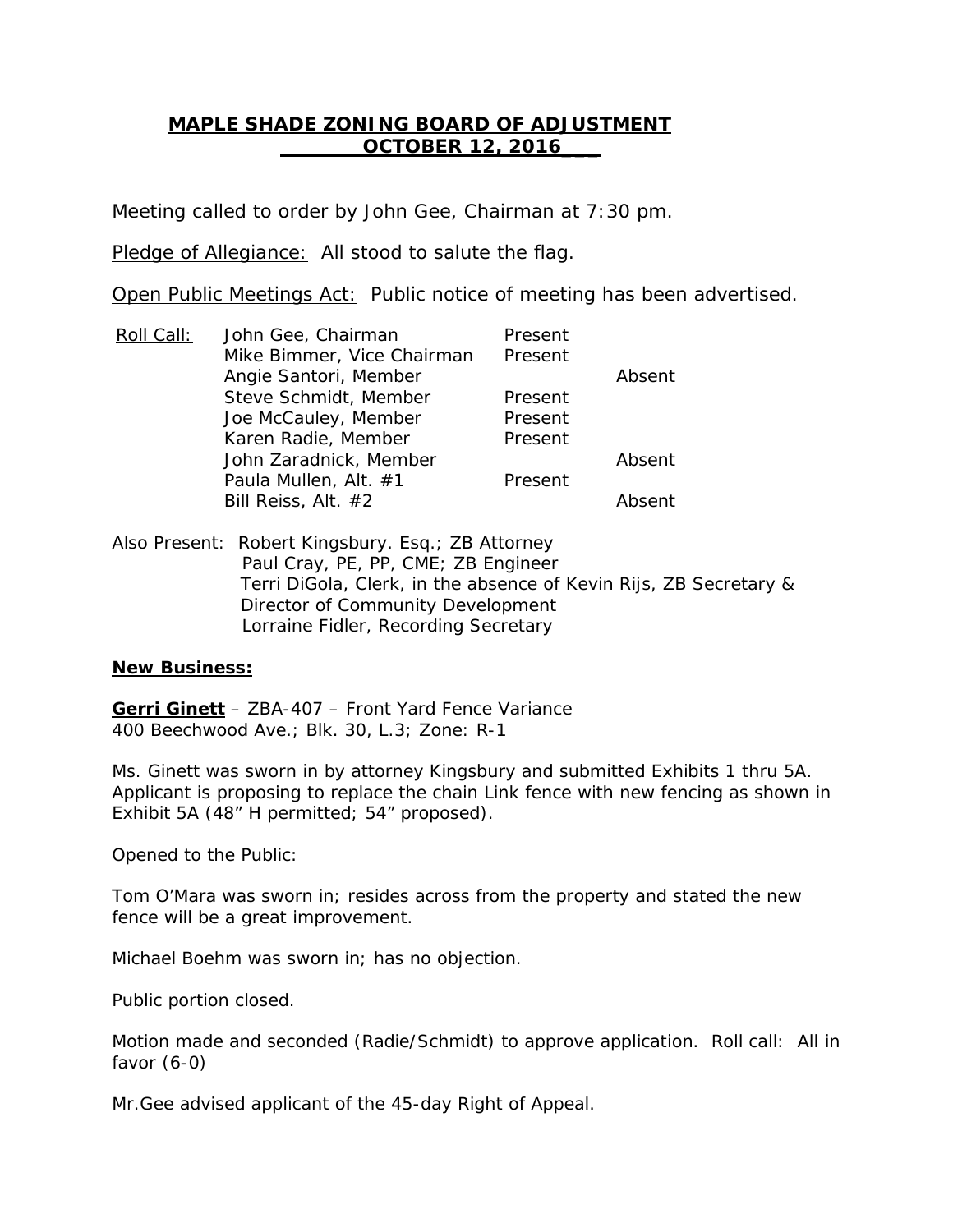# MAPLE SHADE ZONING BOARD OF ADJUSTMENT
## OCTOBER 12, 2016

Meeting called to order by John Gee, Chairman at 7:30 pm.

Pledge of Allegiance: All stood to salute the flag.

Open Public Meetings Act: Public notice of meeting has been advertised.

| Roll Call: | | | |
|---|---|---|---|
| | John Gee, Chairman | Present | |
| | Mike Bimmer, Vice Chairman | Present | |
| | Angie Santori, Member | | Absent |
| | Steve Schmidt, Member | Present | |
| | Joe McCauley, Member | Present | |
| | Karen Radie, Member | Present | |
| | John Zaradnick, Member | | Absent |
| | Paula Mullen, Alt. #1 | Present | |
| | Bill Reiss, Alt. #2 | | Absent |

Also Present: Robert Kingsbury. Esq.; ZB Attorney
Paul Cray, PE, PP, CME; ZB Engineer
Terri DiGola, Clerk, in the absence of Kevin Rijs, ZB Secretary & Director of Community Development
Lorraine Fidler, Recording Secretary

**New Business:**

**Gerri Ginett** – ZBA-407 – Front Yard Fence Variance
400 Beechwood Ave.; Blk. 30, L.3; Zone: R-1

Ms. Ginett was sworn in by attorney Kingsbury and submitted Exhibits 1 thru 5A. Applicant is proposing to replace the chain Link fence with new fencing as shown in Exhibit 5A (48" H permitted; 54" proposed).

Opened to the Public:

Tom O'Mara was sworn in; resides across from the property and stated the new fence will be a great improvement.

Michael Boehm was sworn in; has no objection.

Public portion closed.

Motion made and seconded (Radie/Schmidt) to approve application. Roll call: All in favor (6-0)

Mr.Gee advised applicant of the 45-day Right of Appeal.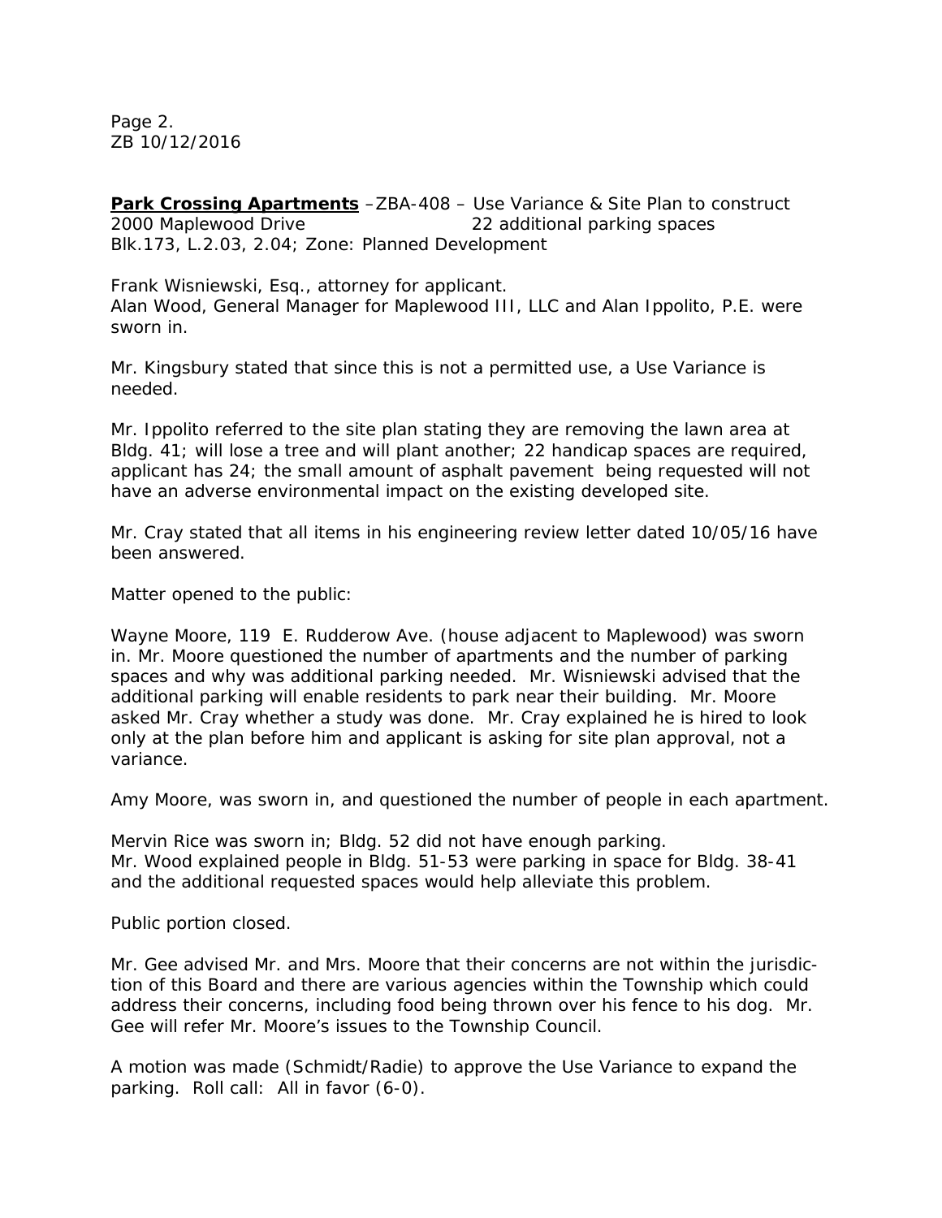Page 2.
ZB 10/12/2016

**Park Crossing Apartments** –ZBA-408 – Use Variance & Site Plan to construct
2000 Maplewood Drive 22 additional parking spaces
Blk.173, L.2.03, 2.04; Zone: Planned Development

Frank Wisniewski, Esq., attorney for applicant.
Alan Wood, General Manager for Maplewood III, LLC and Alan Ippolito, P.E. were sworn in.

Mr. Kingsbury stated that since this is not a permitted use, a Use Variance is needed.

Mr. Ippolito referred to the site plan stating they are removing the lawn area at Bldg. 41; will lose a tree and will plant another; 22 handicap spaces are required, applicant has 24; the small amount of asphalt pavement being requested will not have an adverse environmental impact on the existing developed site.

Mr. Cray stated that all items in his engineering review letter dated 10/05/16 have been answered.

Matter opened to the public:

Wayne Moore, 119 E. Rudderow Ave. (house adjacent to Maplewood) was sworn in. Mr. Moore questioned the number of apartments and the number of parking spaces and why was additional parking needed. Mr. Wisniewski advised that the additional parking will enable residents to park near their building. Mr. Moore asked Mr. Cray whether a study was done. Mr. Cray explained he is hired to look only at the plan before him and applicant is asking for site plan approval, not a variance.

Amy Moore, was sworn in, and questioned the number of people in each apartment.

Mervin Rice was sworn in; Bldg. 52 did not have enough parking.
Mr. Wood explained people in Bldg. 51-53 were parking in space for Bldg. 38-41 and the additional requested spaces would help alleviate this problem.

Public portion closed.

Mr. Gee advised Mr. and Mrs. Moore that their concerns are not within the jurisdiction of this Board and there are various agencies within the Township which could address their concerns, including food being thrown over his fence to his dog. Mr. Gee will refer Mr. Moore's issues to the Township Council.

A motion was made (Schmidt/Radie) to approve the Use Variance to expand the parking. Roll call: All in favor (6-0).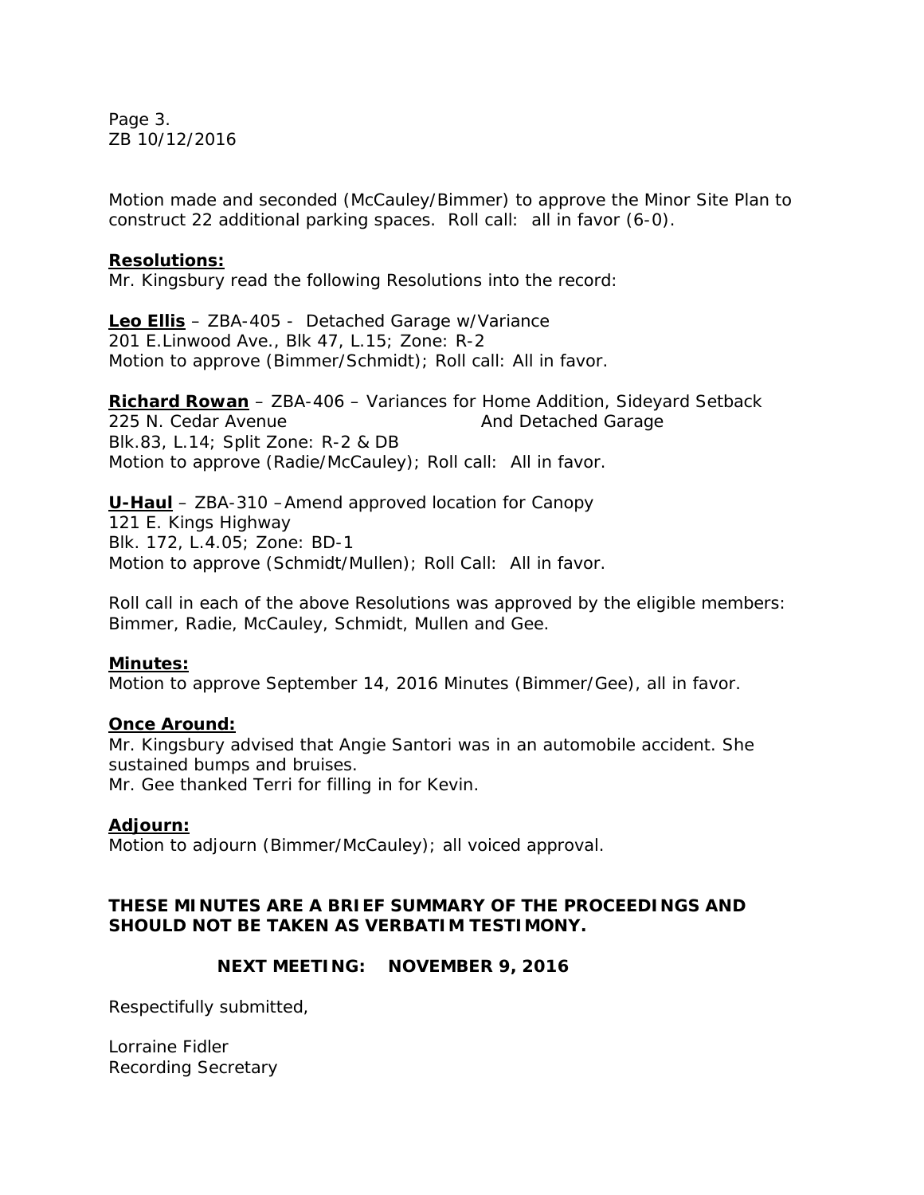Motion made and seconded (McCauley/Bimmer) to approve the Minor Site Plan to construct 22 additional parking spaces. Roll call: all in favor (6-0).

**Resolutions:**
Mr. Kingsbury read the following Resolutions into the record:

**Leo Ellis** – ZBA-405 - Detached Garage w/Variance
201 E.Linwood Ave., Blk 47, L.15; Zone: R-2
Motion to approve (Bimmer/Schmidt); Roll call: All in favor.

**Richard Rowan** – ZBA-406 – Variances for Home Addition, Sideyard Setback And Detached Garage
225 N. Cedar Avenue
Blk.83, L.14; Split Zone: R-2 & DB
Motion to approve (Radie/McCauley); Roll call: All in favor.

**U-Haul** – ZBA-310 – Amend approved location for Canopy
121 E. Kings Highway
Blk. 172, L.4.05; Zone: BD-1
Motion to approve (Schmidt/Mullen); Roll Call: All in favor.

Roll call in each of the above Resolutions was approved by the eligible members: Bimmer, Radie, McCauley, Schmidt, Mullen and Gee.

**Minutes:**
Motion to approve September 14, 2016 Minutes (Bimmer/Gee), all in favor.

**Once Around:**
Mr. Kingsbury advised that Angie Santori was in an automobile accident. She sustained bumps and bruises.
Mr. Gee thanked Terri for filling in for Kevin.

**Adjourn:**
Motion to adjourn (Bimmer/McCauley); all voiced approval.

**THESE MINUTES ARE A BRIEF SUMMARY OF THE PROCEEDINGS AND SHOULD NOT BE TAKEN AS VERBATIM TESTIMONY.**

**NEXT MEETING: NOVEMBER 9, 2016**

Respectfully submitted,

Lorraine Fidler
Recording Secretary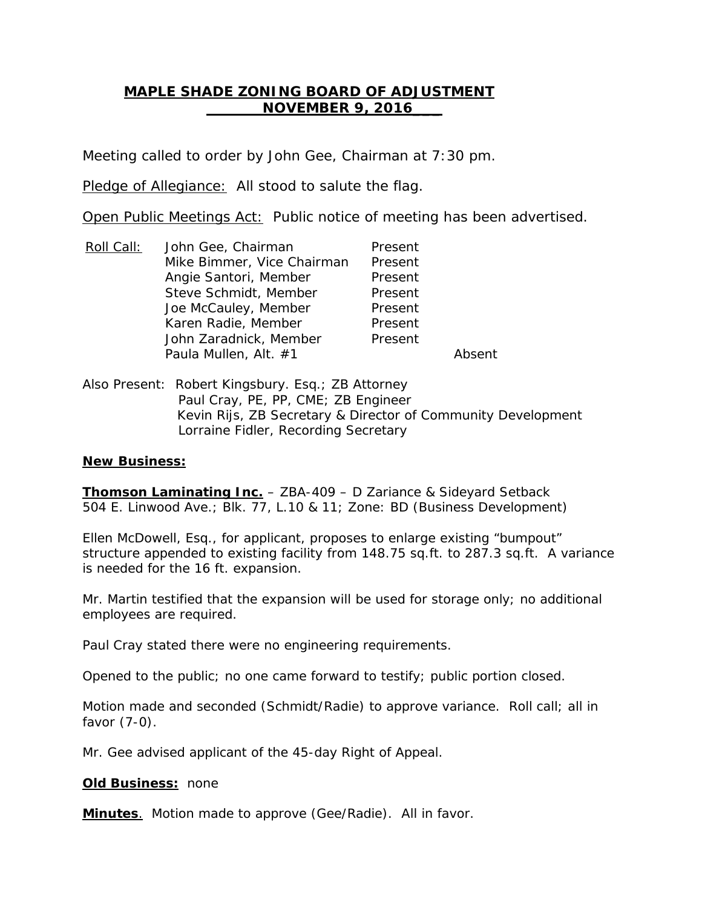# MAPLE SHADE ZONING BOARD OF ADJUSTMENT

## NOVEMBER 9, 2016

Meeting called to order by John Gee, Chairman at 7:30 pm.

Pledge of Allegiance: All stood to salute the flag.

Open Public Meetings Act: Public notice of meeting has been advertised.

| Roll Call: | | | |
|---|---|---|---|
| | John Gee, Chairman | Present | |
| | Mike Bimmer, Vice Chairman | Present | |
| | Angie Santori, Member | Present | |
| | Steve Schmidt, Member | Present | |
| | Joe McCauley, Member | Present | |
| | Karen Radie, Member | Present | |
| | John Zaradnick, Member | Present | |
| | Paula Mullen, Alt. #1 | | Absent |

Also Present: Robert Kingsbury. Esq.; ZB Attorney
Paul Cray, PE, PP, CME; ZB Engineer
Kevin Rijs, ZB Secretary & Director of Community Development
Lorraine Fidler, Recording Secretary

**New Business:**

**Thomson Laminating Inc.** – ZBA-409 – D Zariance & Sideyard Setback
504 E. Linwood Ave.; Blk. 77, L.10 & 11; Zone: BD (Business Development)

Ellen McDowell, Esq., for applicant, proposes to enlarge existing "bumpout" structure appended to existing facility from 148.75 sq.ft. to 287.3 sq.ft. A variance is needed for the 16 ft. expansion.

Mr. Martin testified that the expansion will be used for storage only; no additional employees are required.

Paul Cray stated there were no engineering requirements.

Opened to the public; no one came forward to testify; public portion closed.

Motion made and seconded (Schmidt/Radie) to approve variance. Roll call; all in favor (7-0).

Mr. Gee advised applicant of the 45-day Right of Appeal.

**Old Business:** none

**Minutes**. Motion made to approve (Gee/Radie). All in favor.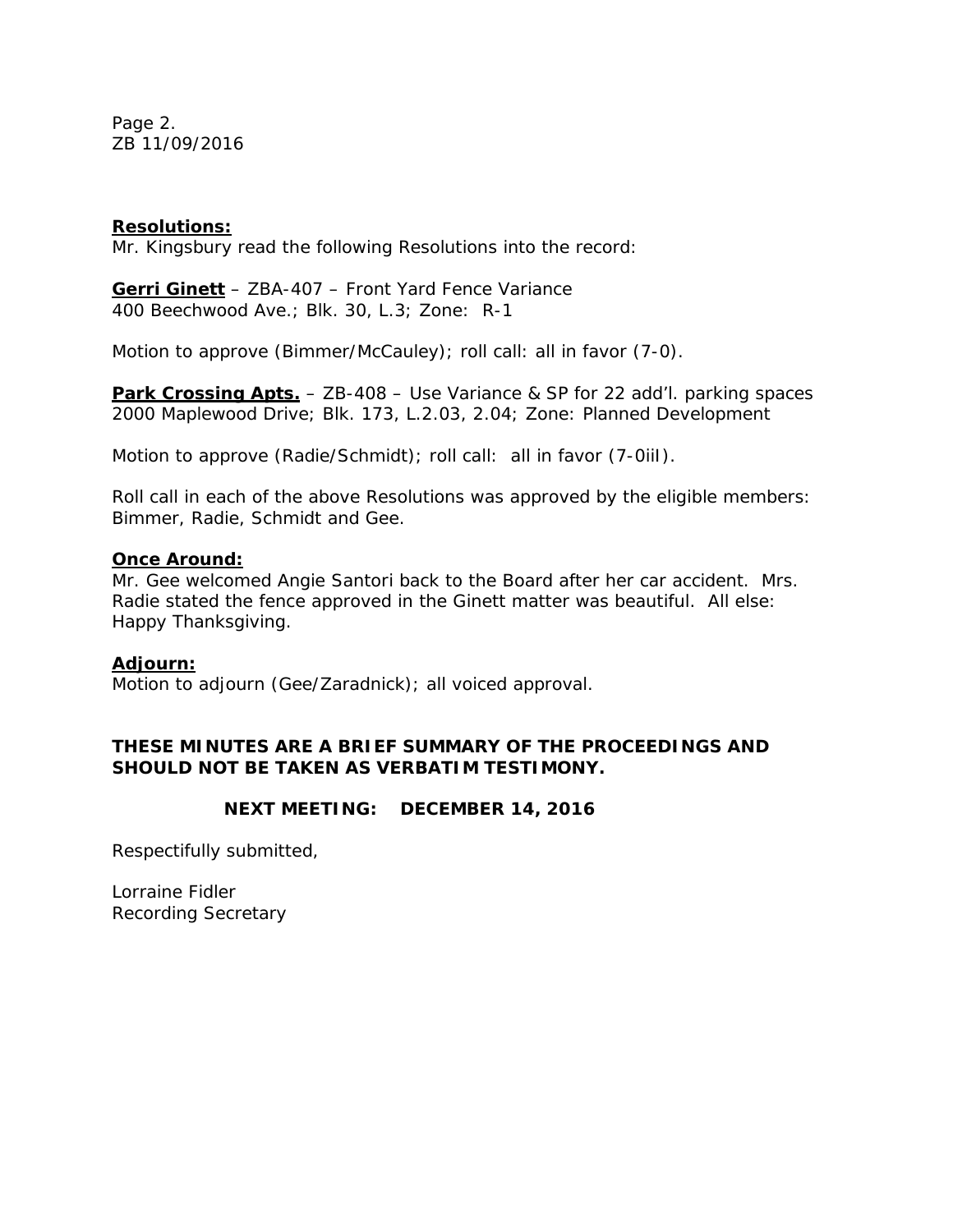Page 2.
ZB 11/09/2016

**<u>Resolutions:</u>**
Mr. Kingsbury read the following Resolutions into the record:

**<u>Gerri Ginett</u>** – ZBA-407 – Front Yard Fence Variance
400 Beechwood Ave.; Blk. 30, L.3; Zone: R-1

Motion to approve (Bimmer/McCauley); roll call: all in favor (7-0).

**<u>Park Crossing Apts.</u>** – ZB-408 – Use Variance & SP for 22 add'l. parking spaces
2000 Maplewood Drive; Blk. 173, L.2.03, 2.04; Zone: Planned Development

Motion to approve (Radie/Schmidt); roll call: all in favor (7-0iiI).

Roll call in each of the above Resolutions was approved by the eligible members: Bimmer, Radie, Schmidt and Gee.

**<u>Once Around:</u>**
Mr. Gee welcomed Angie Santori back to the Board after her car accident. Mrs. Radie stated the fence approved in the Ginett matter was beautiful. All else: Happy Thanksgiving.

**<u>Adjourn:</u>**
Motion to adjourn (Gee/Zaradnick); all voiced approval.

**THESE MINUTES ARE A BRIEF SUMMARY OF THE PROCEEDINGS AND SHOULD NOT BE TAKEN AS VERBATIM TESTIMONY.**

**NEXT MEETING: DECEMBER 14, 2016**

Respectifully submitted,

Lorraine Fidler
Recording Secretary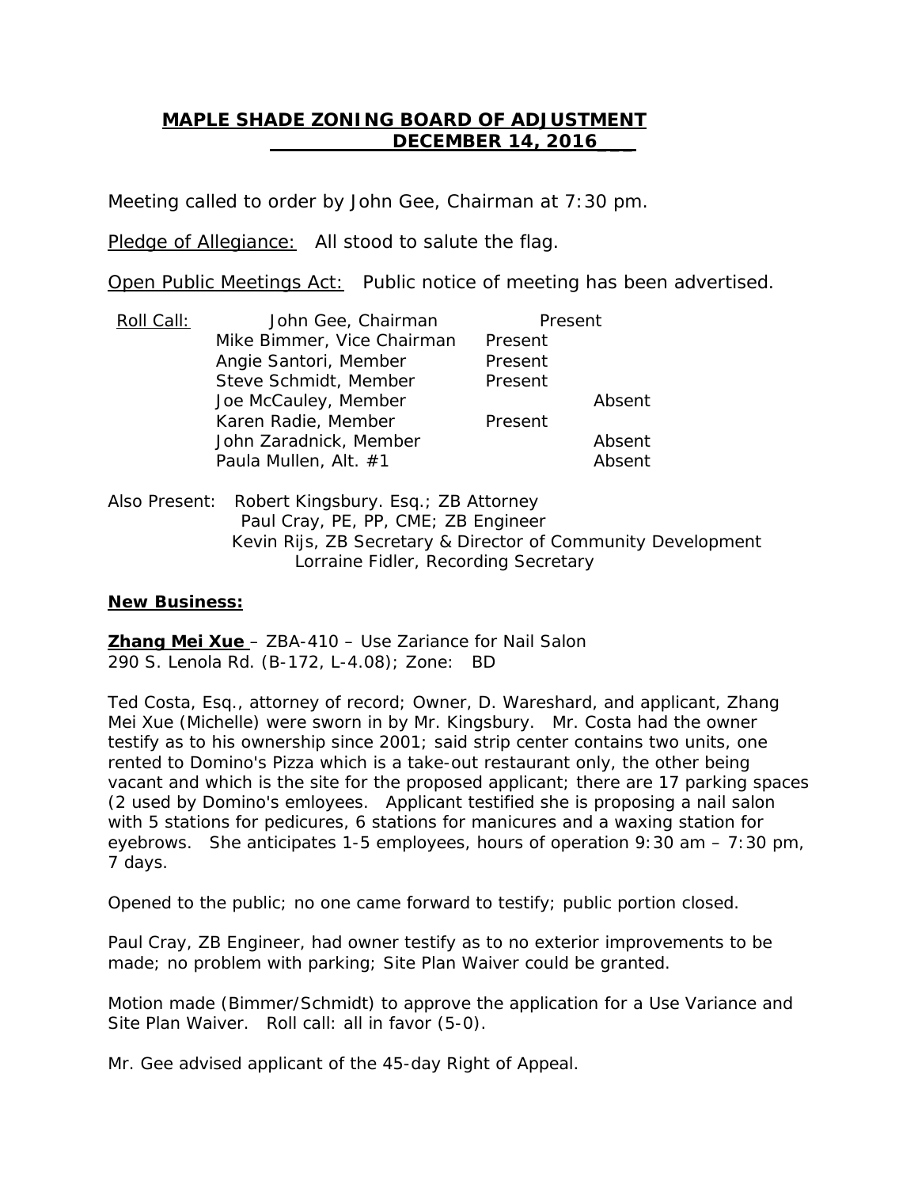# MAPLE SHADE ZONING BOARD OF ADJUSTMENT

## DECEMBER 14, 2016

Meeting called to order by John Gee, Chairman at 7:30 pm.

Pledge of Allegiance: All stood to salute the flag.

Open Public Meetings Act: Public notice of meeting has been advertised.

| Roll Call: | | | |
|---|---|---|---|
| | John Gee, Chairman | Present | |
| | Mike Bimmer, Vice Chairman | Present | |
| | Angie Santori, Member | Present | |
| | Steve Schmidt, Member | Present | |
| | Joe McCauley, Member | | Absent |
| | Karen Radie, Member | Present | |
| | John Zaradnick, Member | | Absent |
| | Paula Mullen, Alt. #1 | | Absent |

Also Present: Robert Kingsbury. Esq.; ZB Attorney
Paul Cray, PE, PP, CME; ZB Engineer
Kevin Rijs, ZB Secretary & Director of Community Development
Lorraine Fidler, Recording Secretary

**New Business:**

**Zhang Mei Xue** – ZBA-410 – Use Zariance for Nail Salon
290 S. Lenola Rd. (B-172, L-4.08); Zone: BD

Ted Costa, Esq., attorney of record; Owner, D. Wareshard, and applicant, Zhang Mei Xue (Michelle) were sworn in by Mr. Kingsbury. Mr. Costa had the owner testify as to his ownership since 2001; said strip center contains two units, one rented to Domino's Pizza which is a take-out restaurant only, the other being vacant and which is the site for the proposed applicant; there are 17 parking spaces (2 used by Domino's emloyees. Applicant testified she is proposing a nail salon with 5 stations for pedicures, 6 stations for manicures and a waxing station for eyebrows. She anticipates 1-5 employees, hours of operation 9:30 am – 7:30 pm, 7 days.

Opened to the public; no one came forward to testify; public portion closed.

Paul Cray, ZB Engineer, had owner testify as to no exterior improvements to be made; no problem with parking; Site Plan Waiver could be granted.

Motion made (Bimmer/Schmidt) to approve the application for a Use Variance and Site Plan Waiver. Roll call: all in favor (5-0).

Mr. Gee advised applicant of the 45-day Right of Appeal.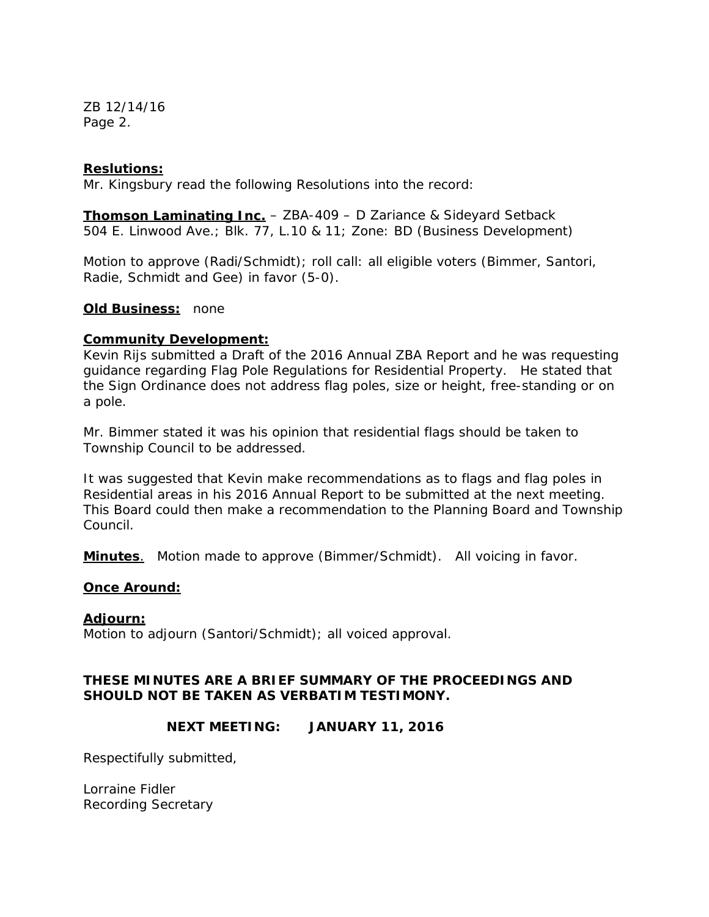ZB 12/14/16
Page 2.

**Reslutions:**
Mr. Kingsbury read the following Resolutions into the record:

**Thomson Laminating Inc.** – ZBA-409 – D Zariance & Sideyard Setback
504 E. Linwood Ave.; Blk. 77, L.10 & 11; Zone: BD (Business Development)

Motion to approve (Radi/Schmidt); roll call: all eligible voters (Bimmer, Santori, Radie, Schmidt and Gee) in favor (5-0).

**Old Business:** none

**Community Development:**
Kevin Rijs submitted a Draft of the 2016 Annual ZBA Report and he was requesting guidance regarding Flag Pole Regulations for Residential Property. He stated that the Sign Ordinance does not address flag poles, size or height, free-standing or on a pole.

Mr. Bimmer stated it was his opinion that residential flags should be taken to Township Council to be addressed.

It was suggested that Kevin make recommendations as to flags and flag poles in Residential areas in his 2016 Annual Report to be submitted at the next meeting. This Board could then make a recommendation to the Planning Board and Township Council.

**Minutes**. Motion made to approve (Bimmer/Schmidt). All voicing in favor.

**Once Around:**

**Adjourn:**
Motion to adjourn (Santori/Schmidt); all voiced approval.

**THESE MINUTES ARE A BRIEF SUMMARY OF THE PROCEEDINGS AND SHOULD NOT BE TAKEN AS VERBATIM TESTIMONY.**

**NEXT MEETING: JANUARY 11, 2016**

Respectifully submitted,

Lorraine Fidler
Recording Secretary